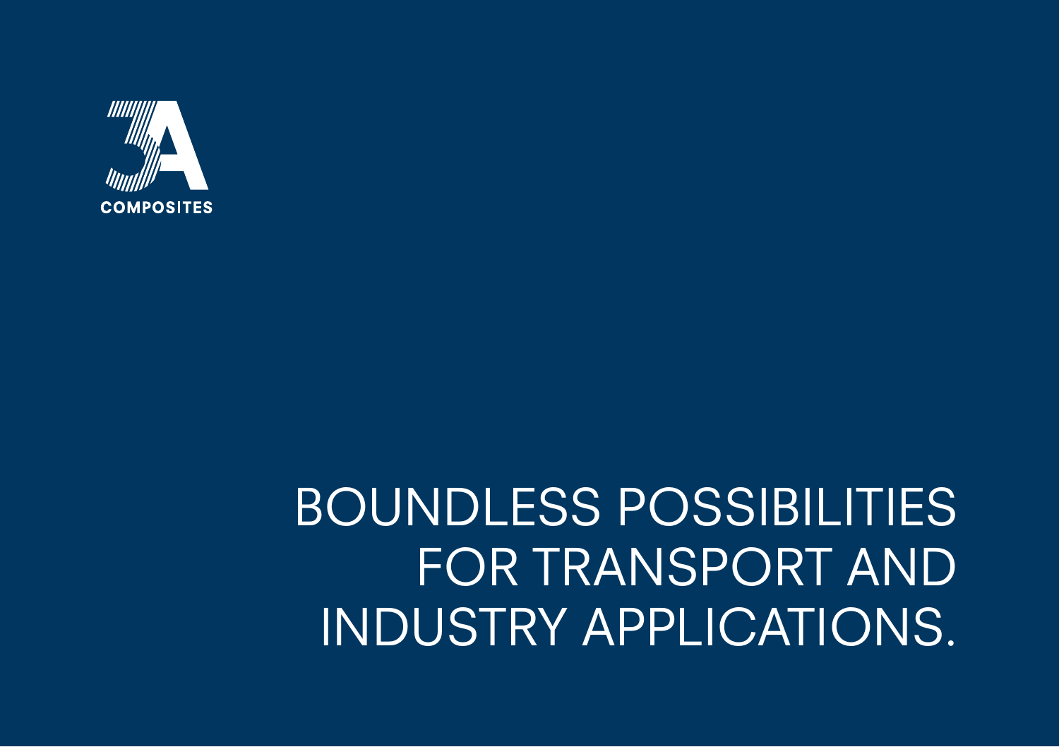3A COMPOSITES

# BOUNDLESS POSSIBILITIES FOR TRANSPORT AND INDUSTRY APPLICATIONS.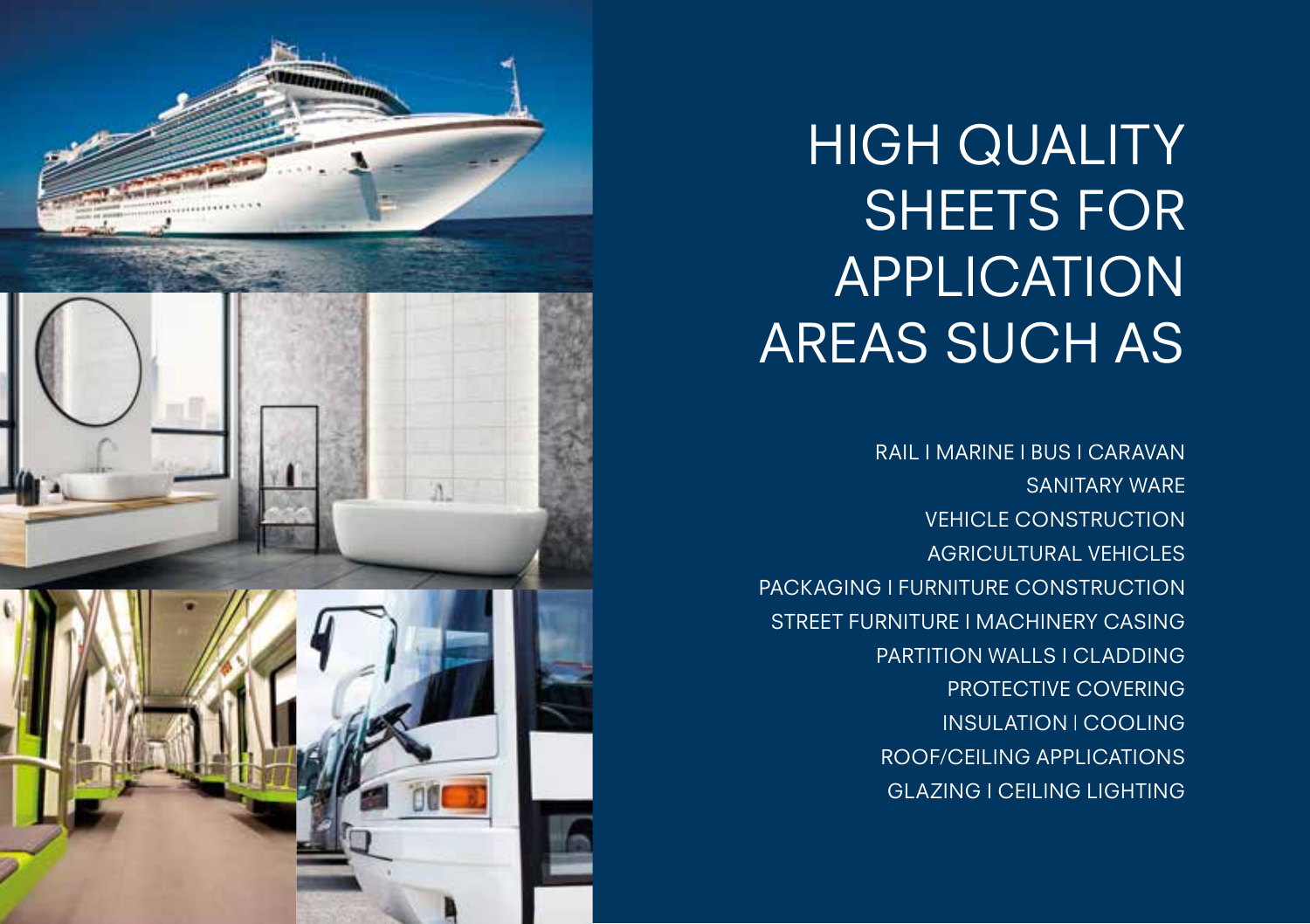# HIGH QUALITY SHEETS FOR APPLICATION AREAS SUCH AS

RAIL I MARINE I BUS I CARAVAN
SANITARY WARE
VEHICLE CONSTRUCTION
AGRICULTURAL VEHICLES
PACKAGING I FURNITURE CONSTRUCTION
STREET FURNITURE I MACHINERY CASING
PARTITION WALLS I CLADDING
PROTECTIVE COVERING
INSULATION I COOLING
ROOF/CEILING APPLICATIONS
GLAZING I CEILING LIGHTING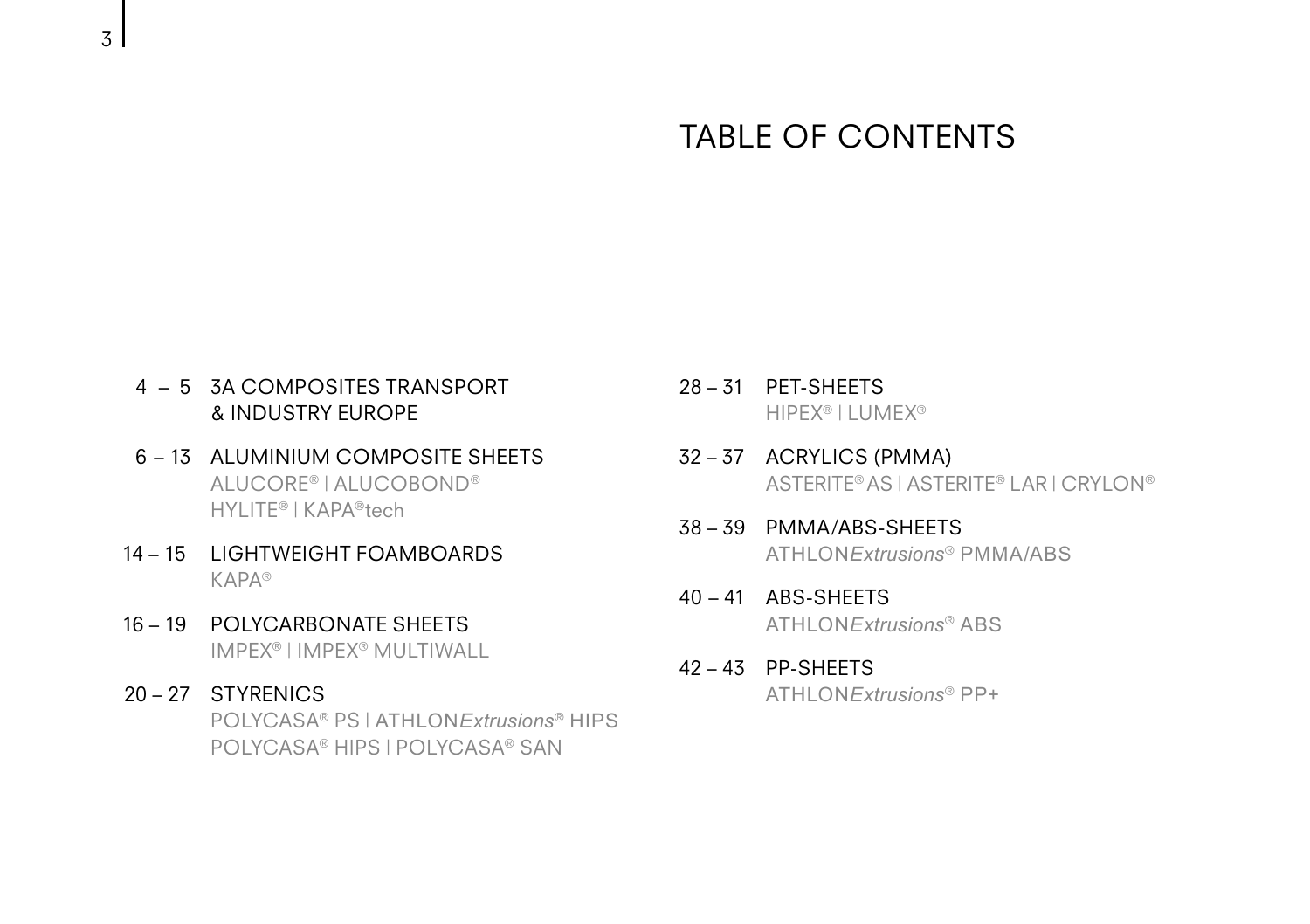# TABLE OF CONTENTS

- 4 – 5 3A COMPOSITES TRANSPORT & INDUSTRY EUROPE
- 6 – 13 ALUMINIUM COMPOSITE SHEETS
  ALUCORE® | ALUCOBOND®
  HYLITE® | KAPA®tech
- 14 – 15 LIGHTWEIGHT FOAMBOARDS
  KAPA®
- 16 – 19 POLYCARBONATE SHEETS
  IMPEX® | IMPEX® MULTIWALL
- 20 – 27 STYRENICS
  POLYCASA® PS | ATHLON*Extrusions*® HIPS
  POLYCASA® HIPS | POLYCASA® SAN
- 28 – 31 PET-SHEETS
  HIPEX® | LUMEX®
- 32 – 37 ACRYLICS (PMMA)
  ASTERITE® AS | ASTERITE® LAR | CRYLON®
- 38 – 39 PMMA/ABS-SHEETS
  ATHLON*Extrusions*® PMMA/ABS
- 40 – 41 ABS-SHEETS
  ATHLON*Extrusions*® ABS
- 42 – 43 PP-SHEETS
  ATHLON*Extrusions*® PP+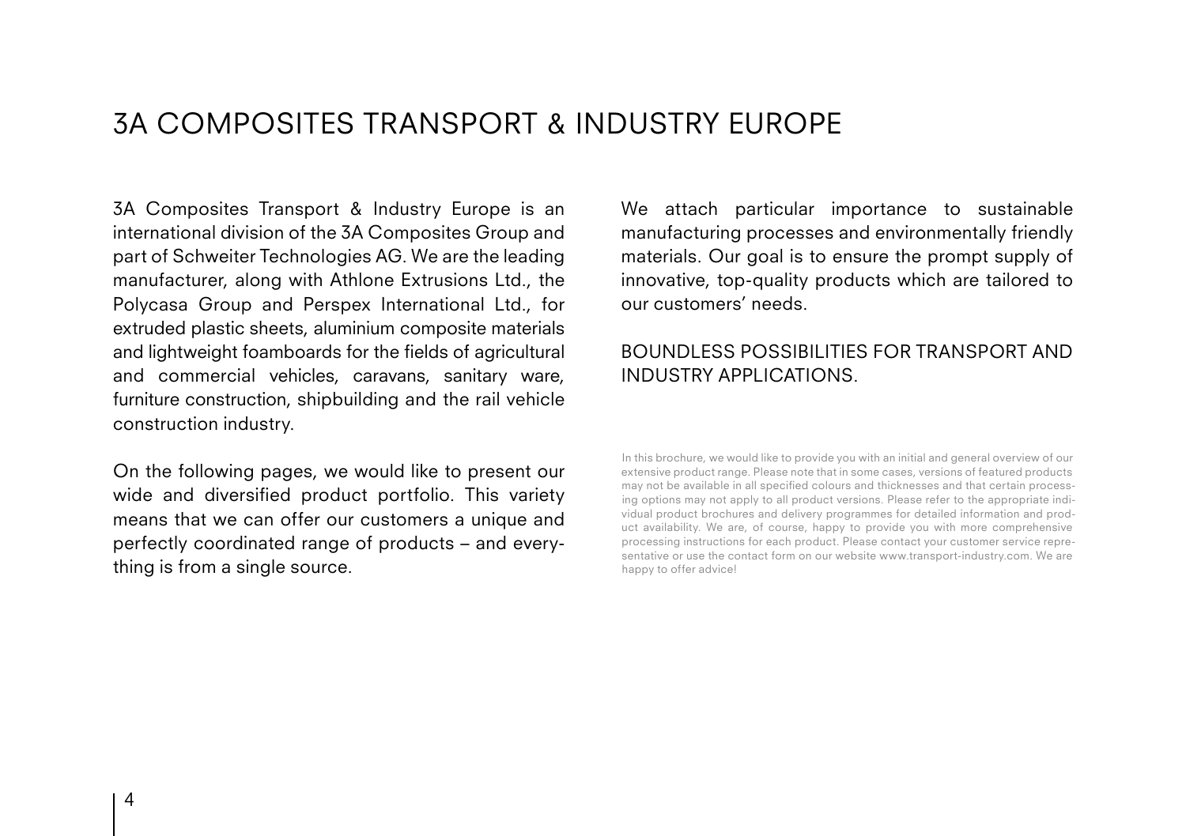# 3A COMPOSITES TRANSPORT & INDUSTRY EUROPE

3A Composites Transport & Industry Europe is an international division of the 3A Composites Group and part of Schweiter Technologies AG. We are the leading manufacturer, along with Athlone Extrusions Ltd., the Polycasa Group and Perspex International Ltd., for extruded plastic sheets, aluminium composite materials and lightweight foamboards for the fields of agricultural and commercial vehicles, caravans, sanitary ware, furniture construction, shipbuilding and the rail vehicle construction industry.

On the following pages, we would like to present our wide and diversified product portfolio. This variety means that we can offer our customers a unique and perfectly coordinated range of products – and everything is from a single source.

We attach particular importance to sustainable manufacturing processes and environmentally friendly materials. Our goal is to ensure the prompt supply of innovative, top-quality products which are tailored to our customers' needs.

## BOUNDLESS POSSIBILITIES FOR TRANSPORT AND INDUSTRY APPLICATIONS.

In this brochure, we would like to provide you with an initial and general overview of our extensive product range. Please note that in some cases, versions of featured products may not be available in all specified colours and thicknesses and that certain processing options may not apply to all product versions. Please refer to the appropriate individual product brochures and delivery programmes for detailed information and product availability. We are, of course, happy to provide you with more comprehensive processing instructions for each product. Please contact your customer service representative or use the contact form on our website www.transport-industry.com. We are happy to offer advice!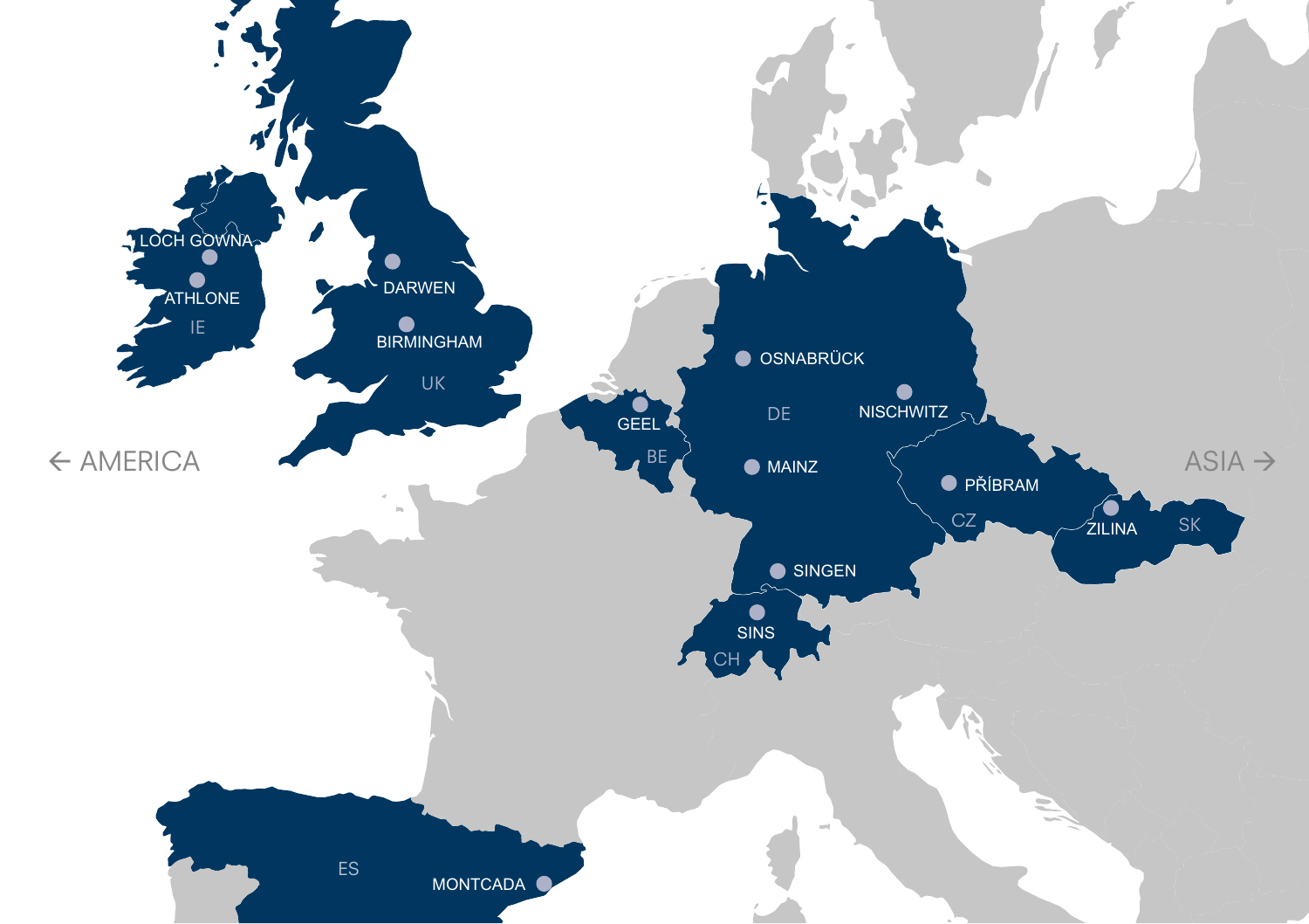LOCH GOWNA

ATHLONE

IE

DARWEN

BIRMINGHAM

UK

← AMERICA

GEEL

BE

OSNABRÜCK

DE

NISCHWITZ

MAINZ

PŘÍBRAM

CZ

ZILINA

SK

ASIA →

SINGEN

SINS

CH

ES

MONTCADA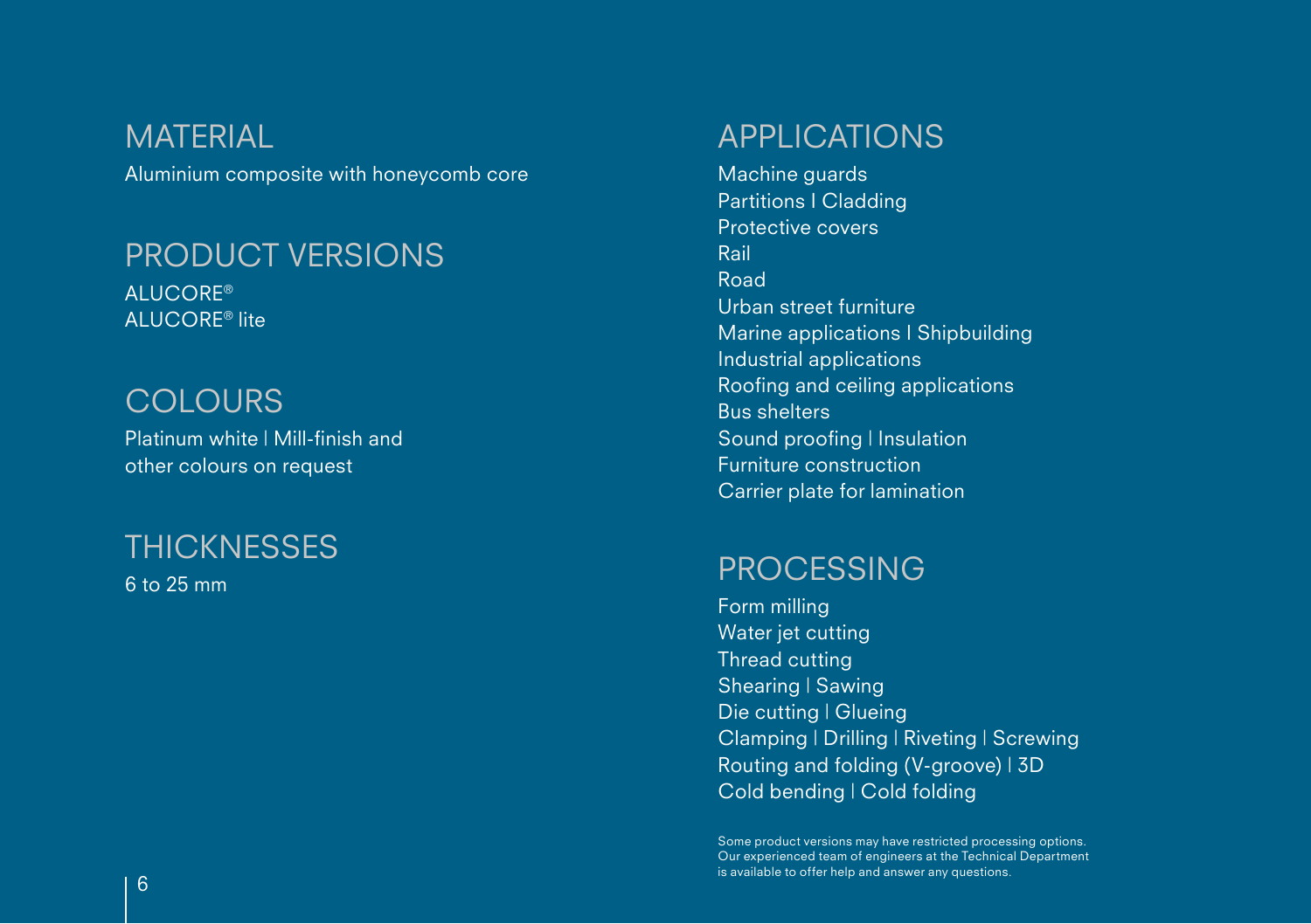## MATERIAL

Aluminium composite with honeycomb core

## PRODUCT VERSIONS

ALUCORE®
ALUCORE® lite

## COLOURS

Platinum white | Mill-finish and other colours on request

## THICKNESSES

6 to 25 mm

## APPLICATIONS

Machine guards
Partitions | Cladding
Protective covers
Rail
Road
Urban street furniture
Marine applications | Shipbuilding
Industrial applications
Roofing and ceiling applications
Bus shelters
Sound proofing | Insulation
Furniture construction
Carrier plate for lamination

## PROCESSING

Form milling
Water jet cutting
Thread cutting
Shearing | Sawing
Die cutting | Glueing
Clamping | Drilling | Riveting | Screwing
Routing and folding (V-groove) | 3D
Cold bending | Cold folding

Some product versions may have restricted processing options. Our experienced team of engineers at the Technical Department is available to offer help and answer any questions.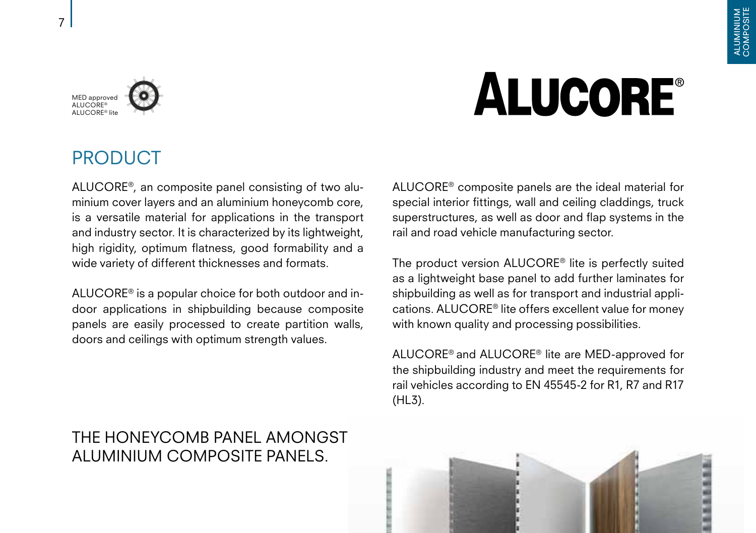MED approved
ALUCORE®
ALUCORE® lite

# ALUCORE®

## PRODUCT

ALUCORE®, an composite panel consisting of two aluminium cover layers and an aluminium honeycomb core, is a versatile material for applications in the transport and industry sector. It is characterized by its lightweight, high rigidity, optimum flatness, good formability and a wide variety of different thicknesses and formats.

ALUCORE® is a popular choice for both outdoor and indoor applications in shipbuilding because composite panels are easily processed to create partition walls, doors and ceilings with optimum strength values.

ALUCORE® composite panels are the ideal material for special interior fittings, wall and ceiling claddings, truck superstructures, as well as door and flap systems in the rail and road vehicle manufacturing sector.

The product version ALUCORE® lite is perfectly suited as a lightweight base panel to add further laminates for shipbuilding as well as for transport and industrial applications. ALUCORE® lite offers excellent value for money with known quality and processing possibilities.

ALUCORE® and ALUCORE® lite are MED-approved for the shipbuilding industry and meet the requirements for rail vehicles according to EN 45545-2 for R1, R7 and R17 (HL3).

THE HONEYCOMB PANEL AMONGST ALUMINIUM COMPOSITE PANELS.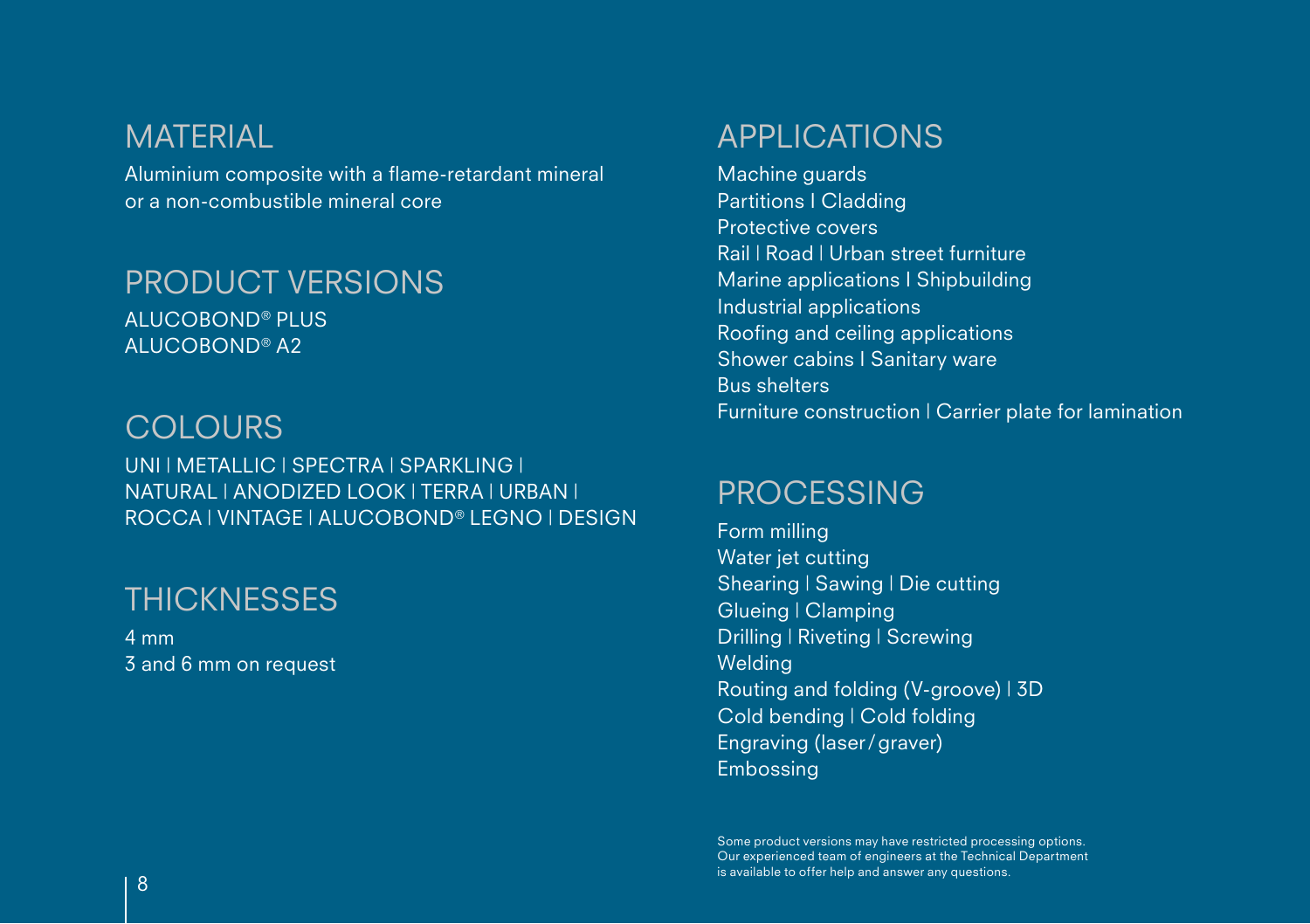## MATERIAL

Aluminium composite with a flame-retardant mineral or a non-combustible mineral core

## PRODUCT VERSIONS

ALUCOBOND® PLUS
ALUCOBOND® A2

## COLOURS

UNI | METALLIC | SPECTRA | SPARKLING | NATURAL | ANODIZED LOOK | TERRA | URBAN | ROCCA | VINTAGE | ALUCOBOND® LEGNO | DESIGN

## THICKNESSES

4 mm
3 and 6 mm on request

## APPLICATIONS

Machine guards
Partitions | Cladding
Protective covers
Rail | Road | Urban street furniture
Marine applications | Shipbuilding
Industrial applications
Roofing and ceiling applications
Shower cabins | Sanitary ware
Bus shelters
Furniture construction | Carrier plate for lamination

## PROCESSING

Form milling
Water jet cutting
Shearing | Sawing | Die cutting
Glueing | Clamping
Drilling | Riveting | Screwing
Welding
Routing and folding (V-groove) | 3D
Cold bending | Cold folding
Engraving (laser/graver)
Embossing

Some product versions may have restricted processing options. Our experienced team of engineers at the Technical Department is available to offer help and answer any questions.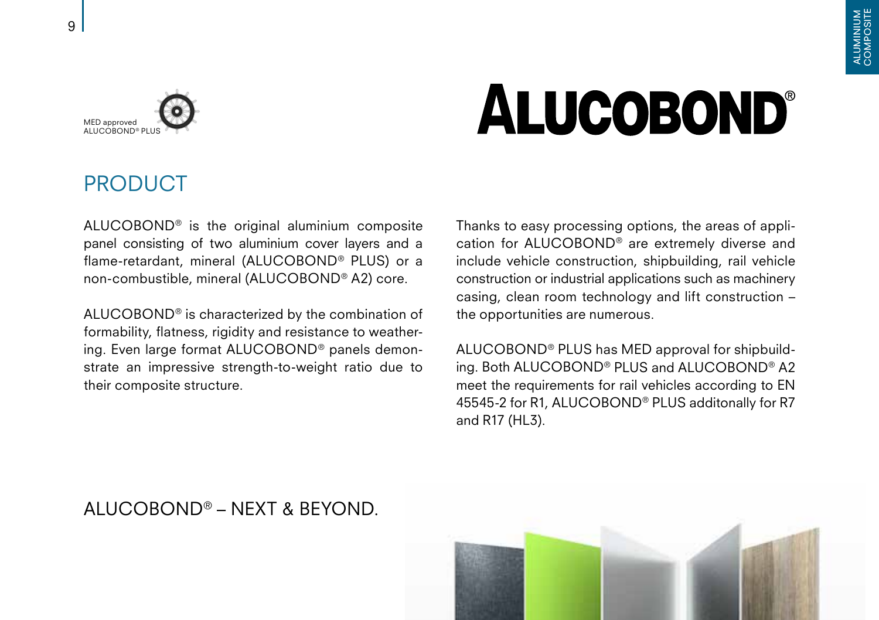MED approved ALUCOBOND® PLUS

# ALUCOBOND®

## PRODUCT

ALUCOBOND® is the original aluminium composite panel consisting of two aluminium cover layers and a flame-retardant, mineral (ALUCOBOND® PLUS) or a non-combustible, mineral (ALUCOBOND® A2) core.

ALUCOBOND® is characterized by the combination of formability, flatness, rigidity and resistance to weathering. Even large format ALUCOBOND® panels demonstrate an impressive strength-to-weight ratio due to their composite structure.

Thanks to easy processing options, the areas of application for ALUCOBOND® are extremely diverse and include vehicle construction, shipbuilding, rail vehicle construction or industrial applications such as machinery casing, clean room technology and lift construction – the opportunities are numerous.

ALUCOBOND® PLUS has MED approval for shipbuilding. Both ALUCOBOND® PLUS and ALUCOBOND® A2 meet the requirements for rail vehicles according to EN 45545-2 for R1, ALUCOBOND® PLUS additonally for R7 and R17 (HL3).

ALUCOBOND® – NEXT & BEYOND.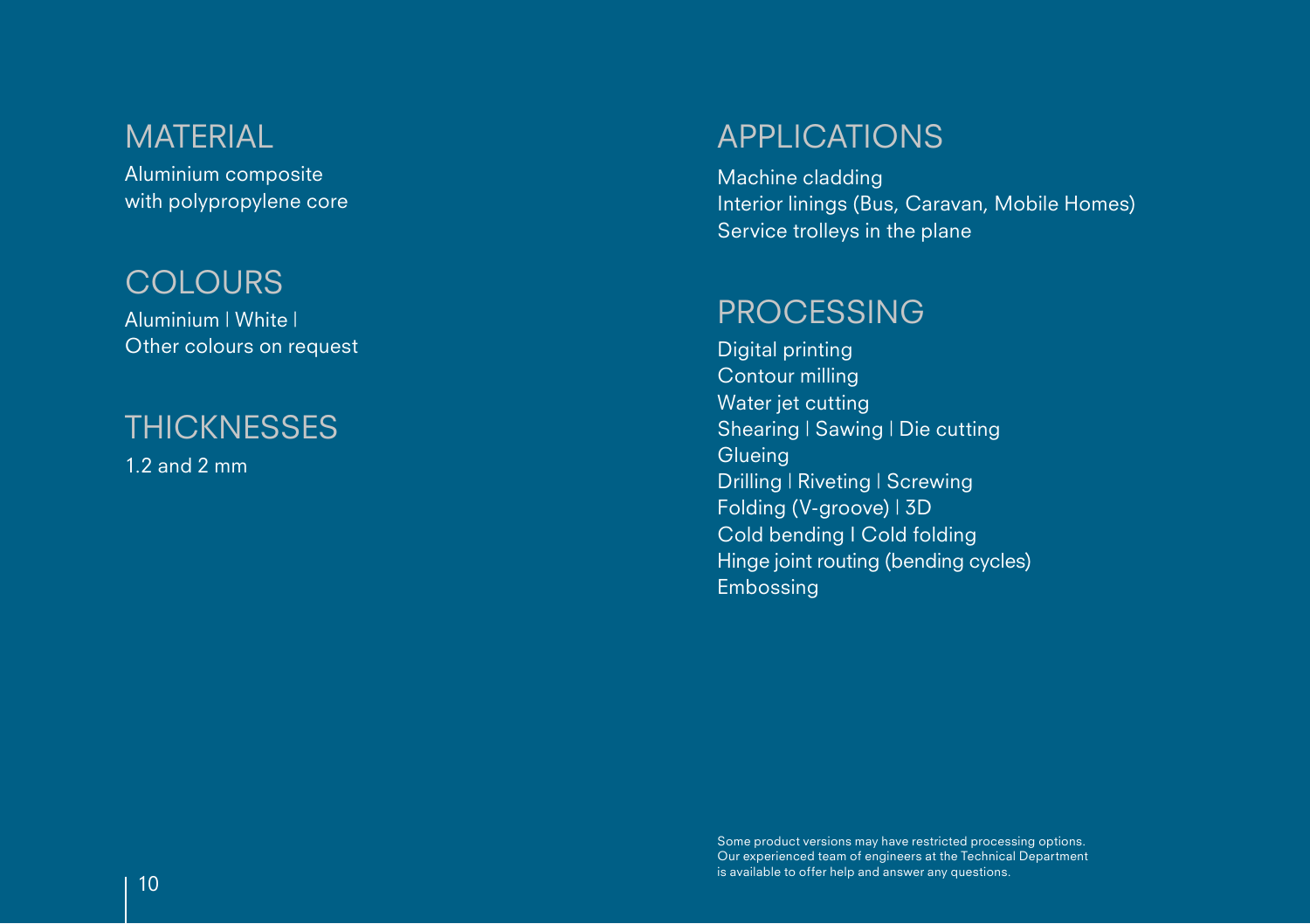## MATERIAL

Aluminium composite
with polypropylene core

## COLOURS

Aluminium | White |
Other colours on request

## THICKNESSES

1.2 and 2 mm

## APPLICATIONS

Machine cladding
Interior linings (Bus, Caravan, Mobile Homes)
Service trolleys in the plane

## PROCESSING

Digital printing
Contour milling
Water jet cutting
Shearing | Sawing | Die cutting
Glueing
Drilling | Riveting | Screwing
Folding (V-groove) | 3D
Cold bending I Cold folding
Hinge joint routing (bending cycles)
Embossing

Some product versions may have restricted processing options.
Our experienced team of engineers at the Technical Department
is available to offer help and answer any questions.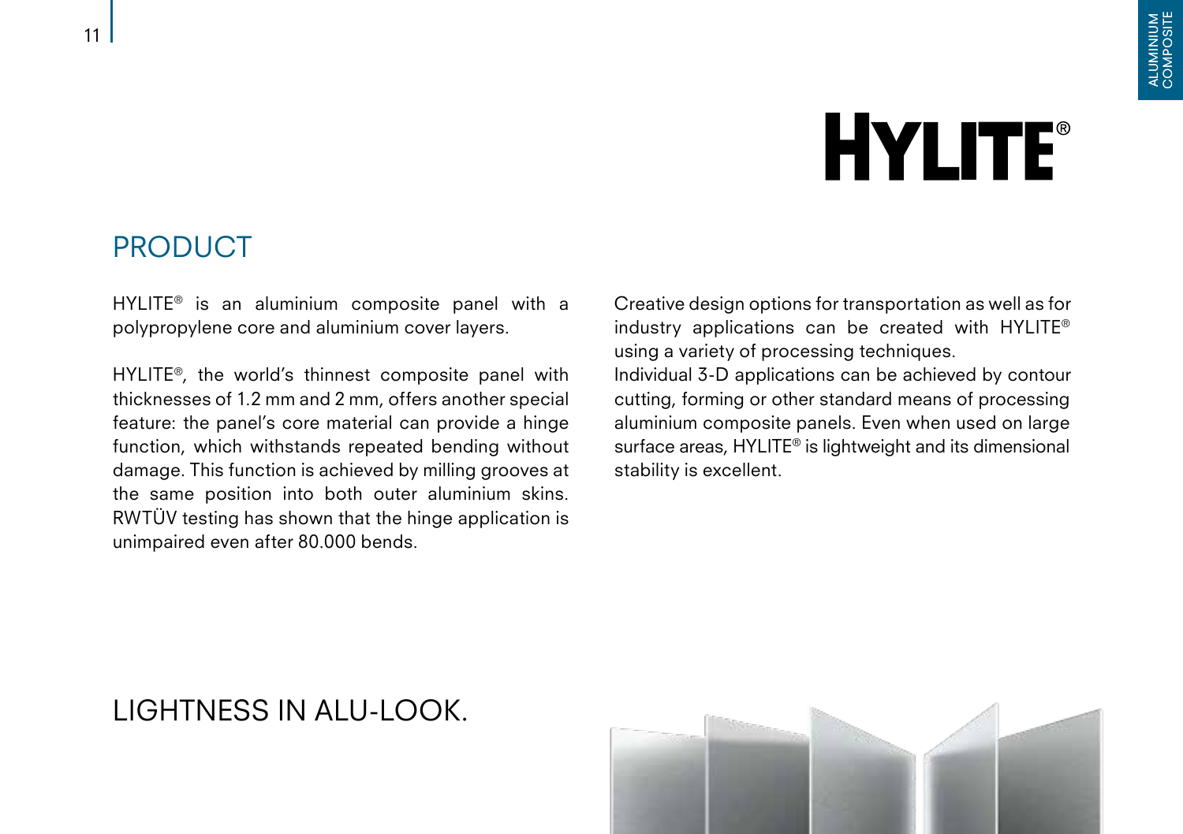# HYLITE®

## PRODUCT

HYLITE® is an aluminium composite panel with a polypropylene core and aluminium cover layers.

HYLITE®, the world's thinnest composite panel with thicknesses of 1.2 mm and 2 mm, offers another special feature: the panel's core material can provide a hinge function, which withstands repeated bending without damage. This function is achieved by milling grooves at the same position into both outer aluminium skins. RWTÜV testing has shown that the hinge application is unimpaired even after 80.000 bends.

Creative design options for transportation as well as for industry applications can be created with HYLITE® using a variety of processing techniques.
Individual 3-D applications can be achieved by contour cutting, forming or other standard means of processing aluminium composite panels. Even when used on large surface areas, HYLITE® is lightweight and its dimensional stability is excellent.

## LIGHTNESS IN ALU-LOOK.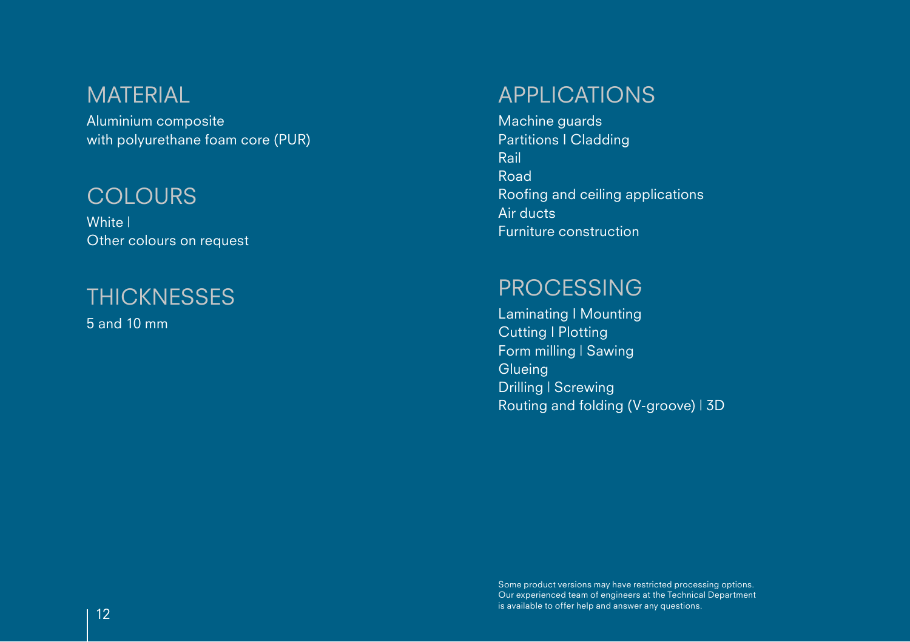## MATERIAL

Aluminium composite
with polyurethane foam core (PUR)

## COLOURS

White |
Other colours on request

## THICKNESSES

5 and 10 mm

## APPLICATIONS

Machine guards
Partitions | Cladding
Rail
Road
Roofing and ceiling applications
Air ducts
Furniture construction

## PROCESSING

Laminating | Mounting
Cutting | Plotting
Form milling | Sawing
Glueing
Drilling | Screwing
Routing and folding (V-groove) | 3D

Some product versions may have restricted processing options.
Our experienced team of engineers at the Technical Department
is available to offer help and answer any questions.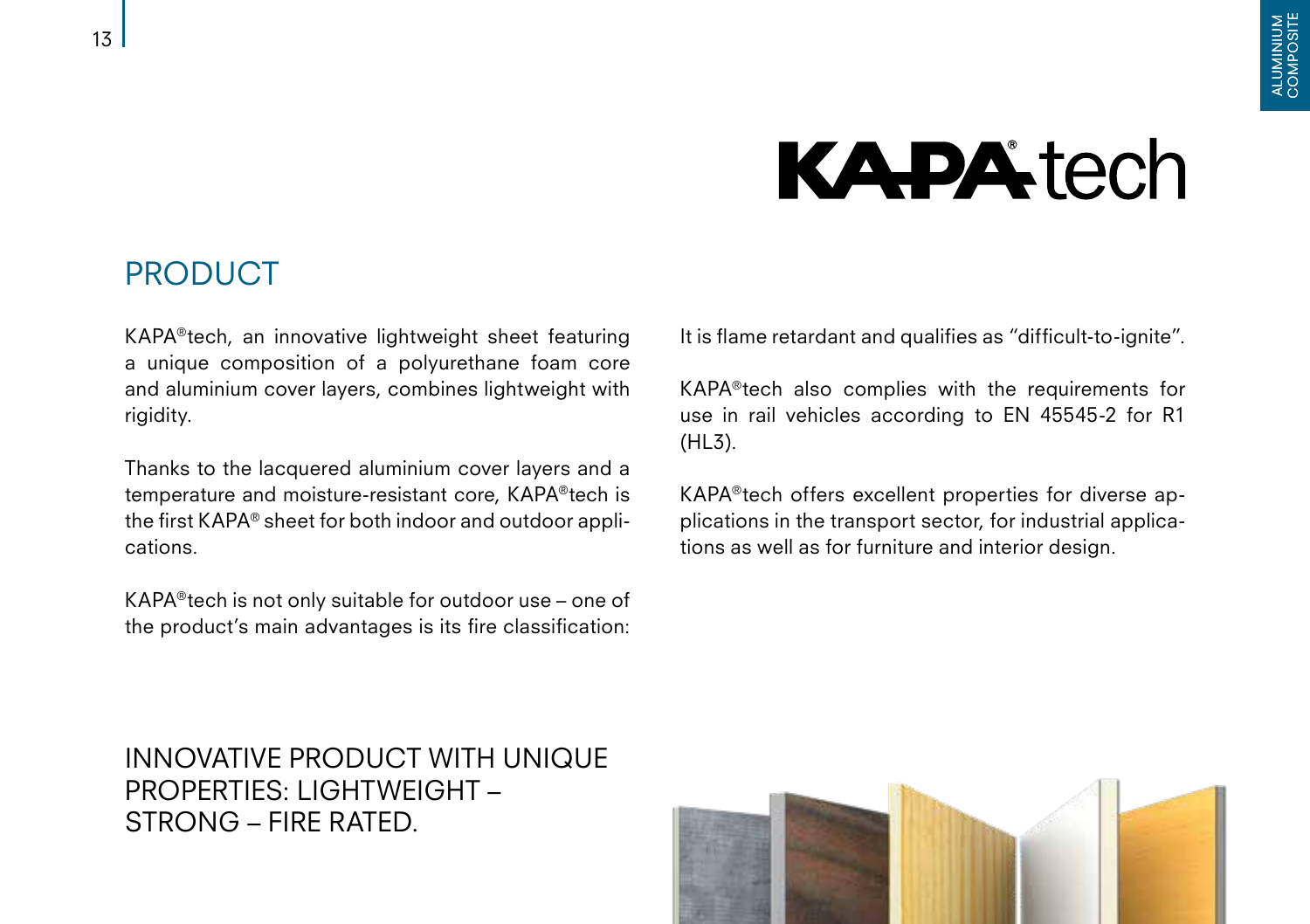# KAPA®tech

## PRODUCT

KAPA®tech, an innovative lightweight sheet featuring a unique composition of a polyurethane foam core and aluminium cover layers, combines lightweight with rigidity.

Thanks to the lacquered aluminium cover layers and a temperature and moisture-resistant core, KAPA®tech is the first KAPA® sheet for both indoor and outdoor applications.

KAPA®tech is not only suitable for outdoor use – one of the product's main advantages is its fire classification: It is flame retardant and qualifies as "difficult-to-ignite".

KAPA®tech also complies with the requirements for use in rail vehicles according to EN 45545-2 for R1 (HL3).

KAPA®tech offers excellent properties for diverse applications in the transport sector, for industrial applications as well as for furniture and interior design.

## INNOVATIVE PRODUCT WITH UNIQUE PROPERTIES: LIGHTWEIGHT – STRONG – FIRE RATED.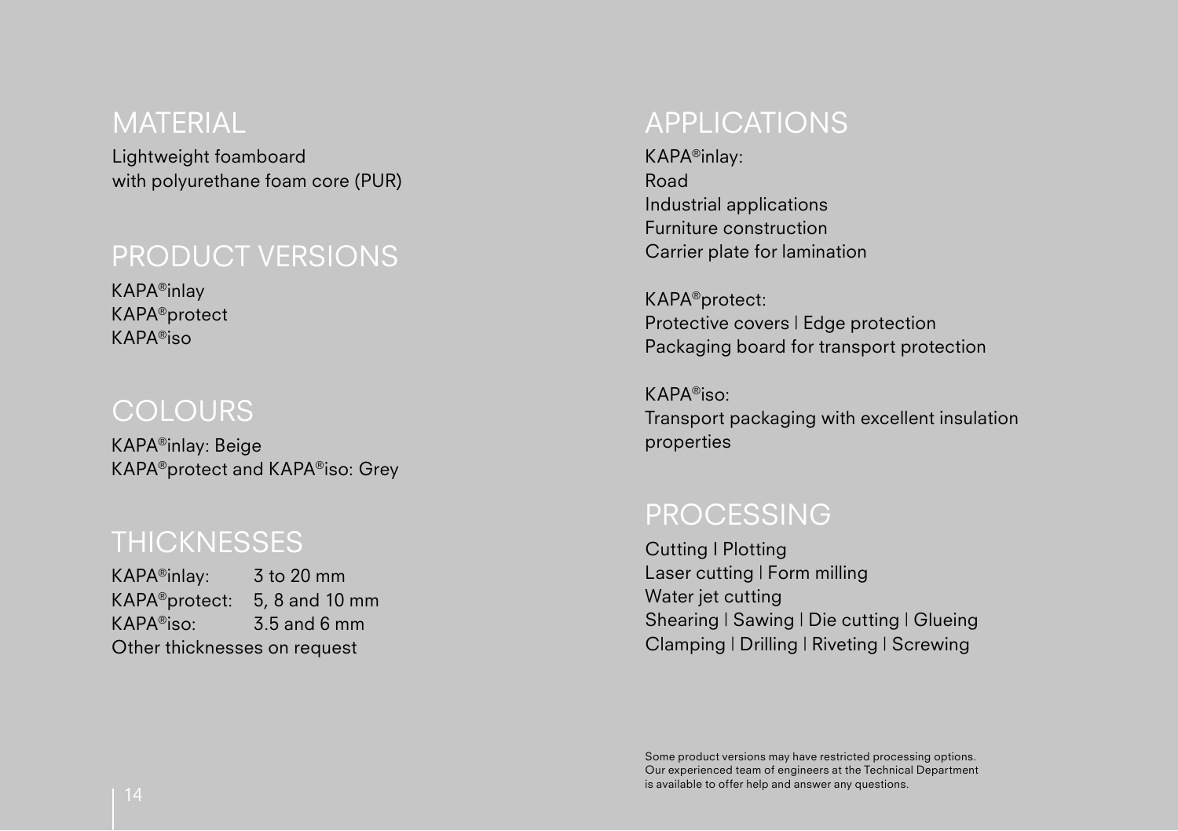## MATERIAL

Lightweight foamboard
with polyurethane foam core (PUR)

## PRODUCT VERSIONS

KAPA®inlay
KAPA®protect
KAPA®iso

## COLOURS

KAPA®inlay: Beige
KAPA®protect and KAPA®iso: Grey

## THICKNESSES

KAPA®inlay: 3 to 20 mm
KAPA®protect: 5, 8 and 10 mm
KAPA®iso: 3.5 and 6 mm
Other thicknesses on request

## APPLICATIONS

KAPA®inlay:
Road
Industrial applications
Furniture construction
Carrier plate for lamination

KAPA®protect:
Protective covers | Edge protection
Packaging board for transport protection

KAPA®iso:
Transport packaging with excellent insulation properties

## PROCESSING

Cutting | Plotting
Laser cutting | Form milling
Water jet cutting
Shearing | Sawing | Die cutting | Glueing
Clamping | Drilling | Riveting | Screwing

Some product versions may have restricted processing options. Our experienced team of engineers at the Technical Department is available to offer help and answer any questions.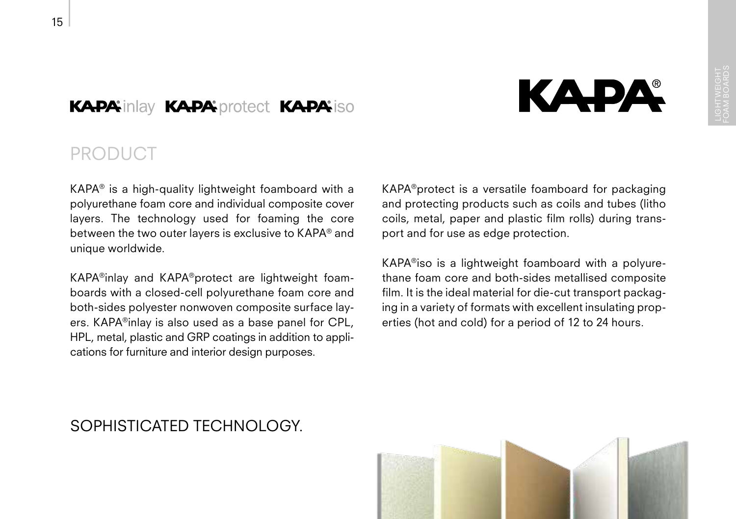KAPA® inlay KAPA® protect KAPA® iso

KAPA®

## PRODUCT

KAPA® is a high-quality lightweight foamboard with a polyurethane foam core and individual composite cover layers. The technology used for foaming the core between the two outer layers is exclusive to KAPA® and unique worldwide.

KAPA®inlay and KAPA®protect are lightweight foamboards with a closed-cell polyurethane foam core and both-sides polyester nonwoven composite surface layers. KAPA®inlay is also used as a base panel for CPL, HPL, metal, plastic and GRP coatings in addition to applications for furniture and interior design purposes.

KAPA®protect is a versatile foamboard for packaging and protecting products such as coils and tubes (litho coils, metal, paper and plastic film rolls) during transport and for use as edge protection.

KAPA®iso is a lightweight foamboard with a polyurethane foam core and both-sides metallised composite film. It is the ideal material for die-cut transport packaging in a variety of formats with excellent insulating properties (hot and cold) for a period of 12 to 24 hours.

## SOPHISTICATED TECHNOLOGY.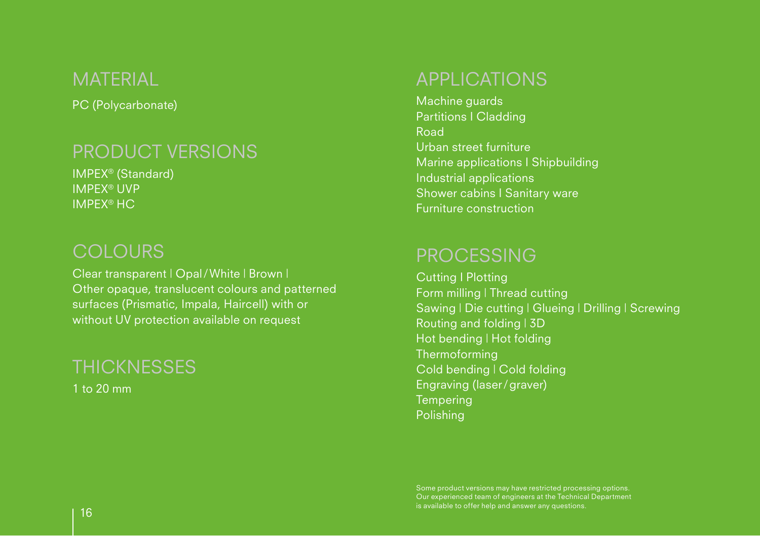## MATERIAL

PC (Polycarbonate)

## PRODUCT VERSIONS

IMPEX® (Standard)
IMPEX® UVP
IMPEX® HC

## COLOURS

Clear transparent | Opal / White | Brown | Other opaque, translucent colours and patterned surfaces (Prismatic, Impala, Haircell) with or without UV protection available on request

## THICKNESSES

1 to 20 mm

## APPLICATIONS

Machine guards
Partitions | Cladding
Road
Urban street furniture
Marine applications | Shipbuilding
Industrial applications
Shower cabins | Sanitary ware
Furniture construction

## PROCESSING

Cutting | Plotting
Form milling | Thread cutting
Sawing | Die cutting | Glueing | Drilling | Screwing
Routing and folding | 3D
Hot bending | Hot folding
Thermoforming
Cold bending | Cold folding
Engraving (laser / graver)
Tempering
Polishing

Some product versions may have restricted processing options. Our experienced team of engineers at the Technical Department is available to offer help and answer any questions.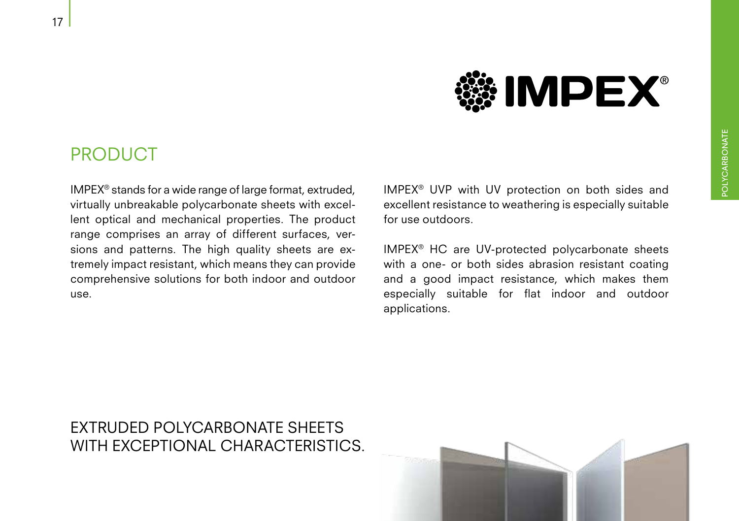# IMPEX®

## PRODUCT

IMPEX® stands for a wide range of large format, extruded, virtually unbreakable polycarbonate sheets with excellent optical and mechanical properties. The product range comprises an array of different surfaces, versions and patterns. The high quality sheets are extremely impact resistant, which means they can provide comprehensive solutions for both indoor and outdoor use.

IMPEX® UVP with UV protection on both sides and excellent resistance to weathering is especially suitable for use outdoors.

IMPEX® HC are UV-protected polycarbonate sheets with a one- or both sides abrasion resistant coating and a good impact resistance, which makes them especially suitable for flat indoor and outdoor applications.

## EXTRUDED POLYCARBONATE SHEETS WITH EXCEPTIONAL CHARACTERISTICS.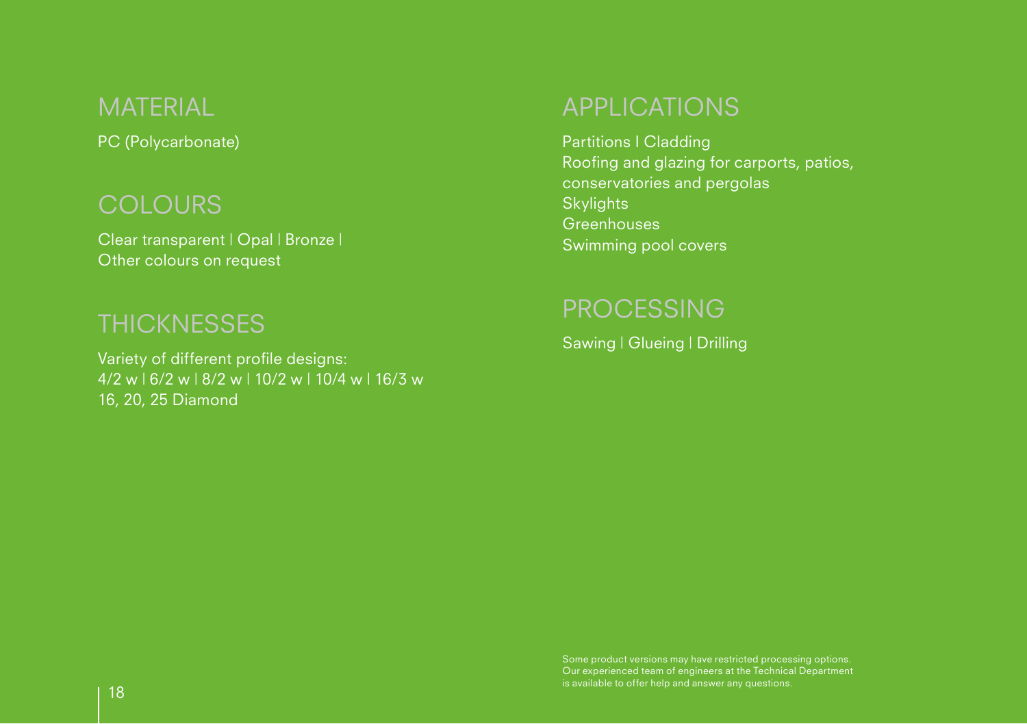## MATERIAL

PC (Polycarbonate)

## COLOURS

Clear transparent | Opal | Bronze | Other colours on request

## THICKNESSES

Variety of different profile designs:
4/2 w | 6/2 w | 8/2 w | 10/2 w | 10/4 w | 16/3 w
16, 20, 25 Diamond

## APPLICATIONS

Partitions I Cladding
Roofing and glazing for carports, patios, conservatories and pergolas
Skylights
Greenhouses
Swimming pool covers

## PROCESSING

Sawing | Glueing | Drilling

Some product versions may have restricted processing options. Our experienced team of engineers at the Technical Department is available to offer help and answer any questions.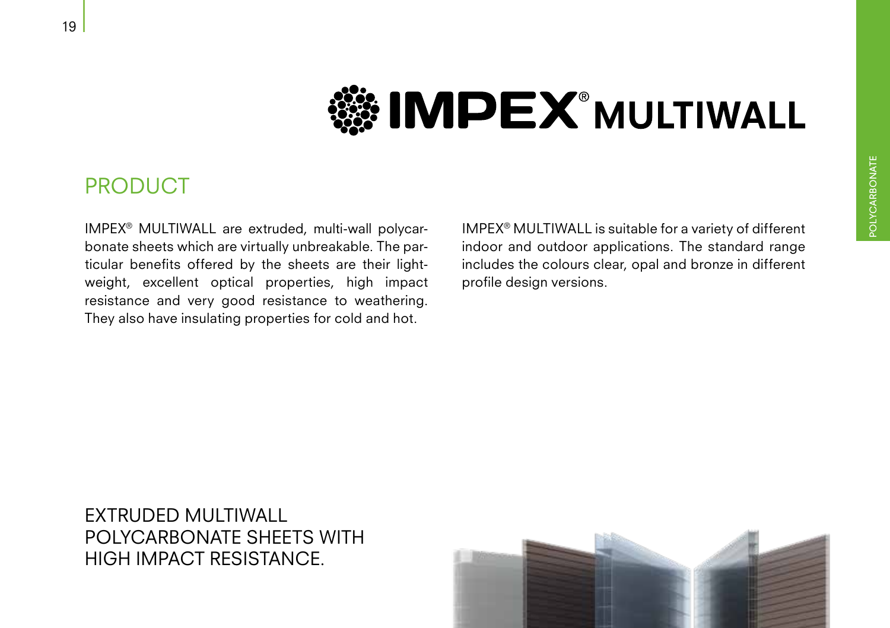# IMPEX® MULTIWALL

## PRODUCT

IMPEX® MULTIWALL are extruded, multi-wall polycarbonate sheets which are virtually unbreakable. The particular benefits offered by the sheets are their lightweight, excellent optical properties, high impact resistance and very good resistance to weathering. They also have insulating properties for cold and hot.

IMPEX® MULTIWALL is suitable for a variety of different indoor and outdoor applications. The standard range includes the colours clear, opal and bronze in different profile design versions.

EXTRUDED MULTIWALL POLYCARBONATE SHEETS WITH HIGH IMPACT RESISTANCE.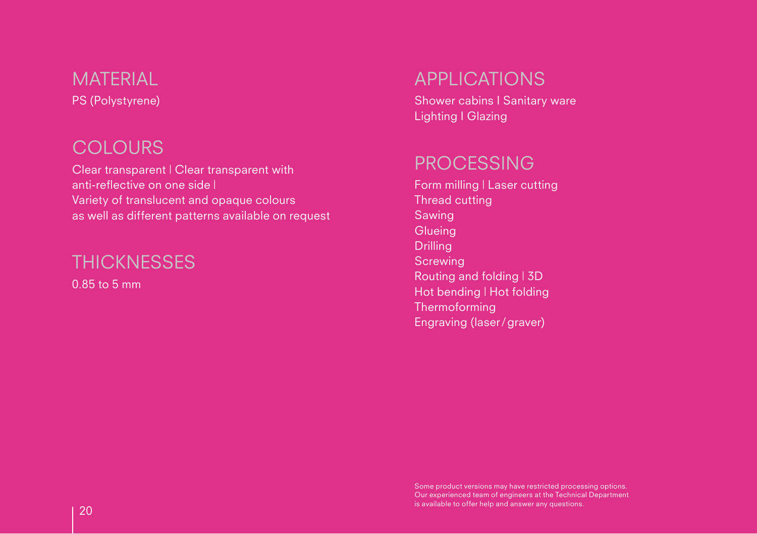## MATERIAL

PS (Polystyrene)

## COLOURS

Clear transparent | Clear transparent with anti-reflective on one side | Variety of translucent and opaque colours as well as different patterns available on request

## THICKNESSES

0.85 to 5 mm

## APPLICATIONS

Shower cabins | Sanitary ware
Lighting | Glazing

## PROCESSING

Form milling | Laser cutting
Thread cutting
Sawing
Glueing
Drilling
Screwing
Routing and folding | 3D
Hot bending | Hot folding
Thermoforming
Engraving (laser / graver)

Some product versions may have restricted processing options. Our experienced team of engineers at the Technical Department is available to offer help and answer any questions.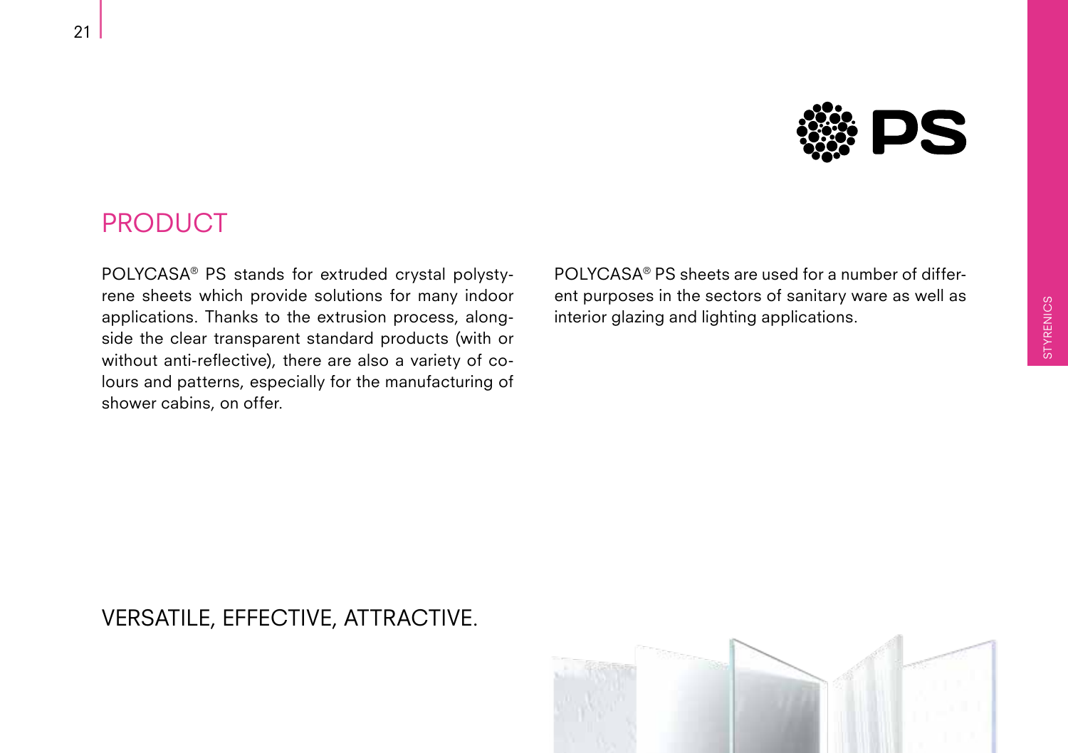PS

## PRODUCT

POLYCASA® PS stands for extruded crystal polystyrene sheets which provide solutions for many indoor applications. Thanks to the extrusion process, alongside the clear transparent standard products (with or without anti-reflective), there are also a variety of colours and patterns, especially for the manufacturing of shower cabins, on offer.

POLYCASA® PS sheets are used for a number of different purposes in the sectors of sanitary ware as well as interior glazing and lighting applications.

## VERSATILE, EFFECTIVE, ATTRACTIVE.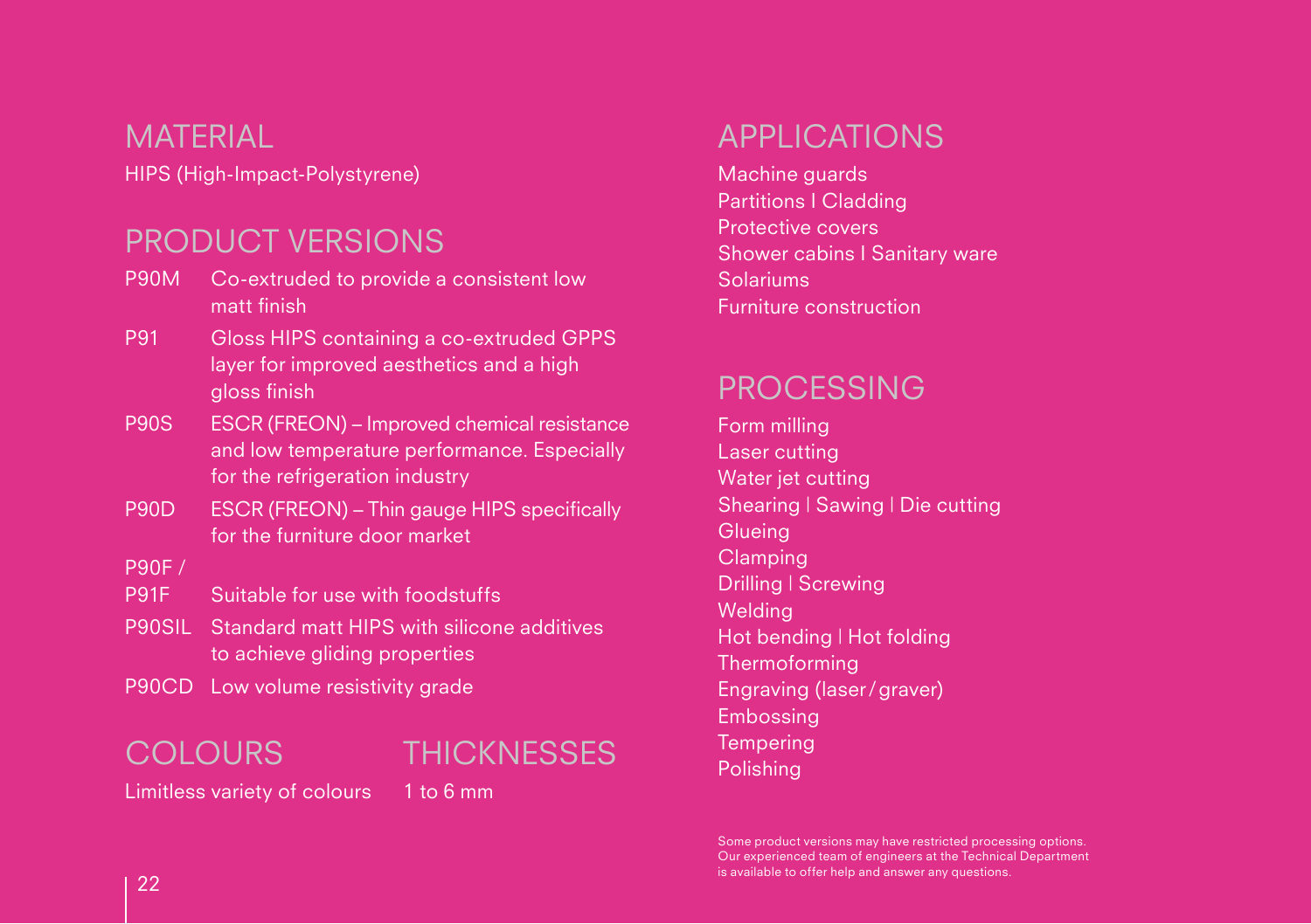## MATERIAL

HIPS (High-Impact-Polystyrene)

## PRODUCT VERSIONS

| | |
|---|---|
| P90M | Co-extruded to provide a consistent low matt finish |
| P91 | Gloss HIPS containing a co-extruded GPPS layer for improved aesthetics and a high gloss finish |
| P90S | ESCR (FREON) – Improved chemical resistance and low temperature performance. Especially for the refrigeration industry |
| P90D | ESCR (FREON) – Thin gauge HIPS specifically for the furniture door market |
| P90F / P91F | Suitable for use with foodstuffs |
| P90SIL | Standard matt HIPS with silicone additives to achieve gliding properties |
| P90CD | Low volume resistivity grade |

## COLOURS

Limitless variety of colours

## THICKNESSES

1 to 6 mm

## APPLICATIONS

Machine guards
Partitions I Cladding
Protective covers
Shower cabins I Sanitary ware
Solariums
Furniture construction

## PROCESSING

Form milling
Laser cutting
Water jet cutting
Shearing | Sawing | Die cutting
Glueing
Clamping
Drilling | Screwing
Welding
Hot bending | Hot folding
Thermoforming
Engraving (laser / graver)
Embossing
Tempering
Polishing

Some product versions may have restricted processing options. Our experienced team of engineers at the Technical Department is available to offer help and answer any questions.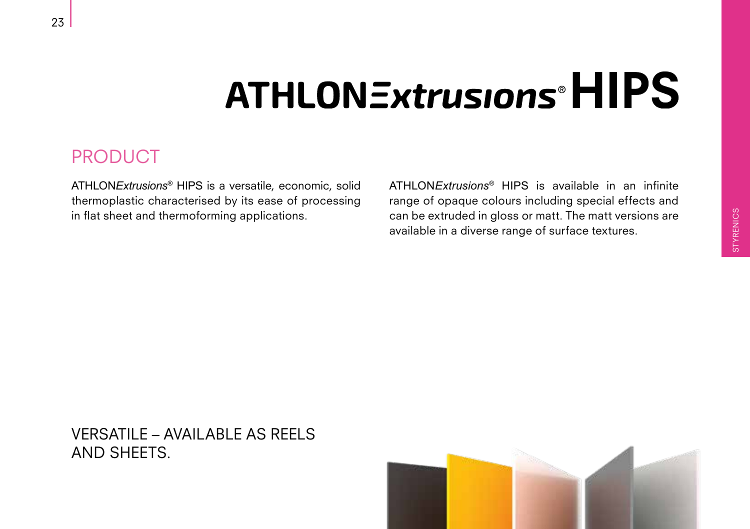# ATHLONExtrusions® HIPS

## PRODUCT

ATHLON*Extrusions*® HIPS is a versatile, economic, solid thermoplastic characterised by its ease of processing in flat sheet and thermoforming applications.

ATHLON*Extrusions*® HIPS is available in an infinite range of opaque colours including special effects and can be extruded in gloss or matt. The matt versions are available in a diverse range of surface textures.

## VERSATILE – AVAILABLE AS REELS AND SHEETS.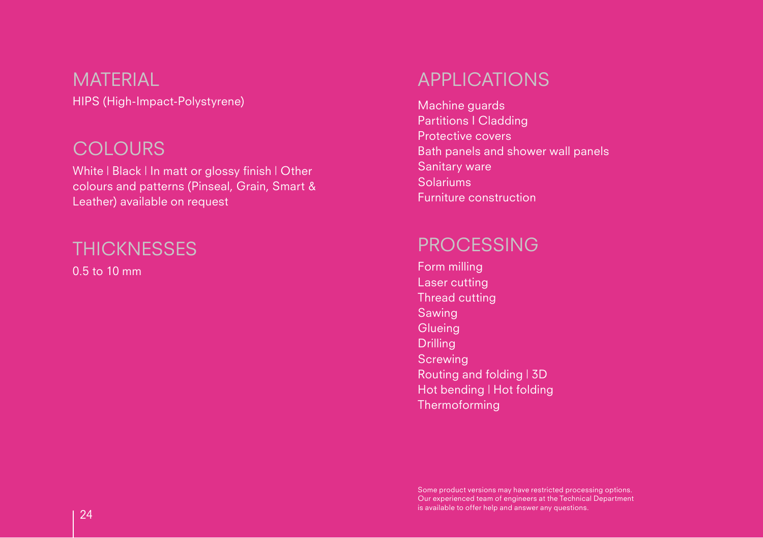## MATERIAL

HIPS (High-Impact-Polystyrene)

## COLOURS

White | Black | In matt or glossy finish | Other colours and patterns (Pinseal, Grain, Smart & Leather) available on request

## THICKNESSES

0.5 to 10 mm

## APPLICATIONS

Machine guards
Partitions | Cladding
Protective covers
Bath panels and shower wall panels
Sanitary ware
Solariums
Furniture construction

## PROCESSING

Form milling
Laser cutting
Thread cutting
Sawing
Glueing
Drilling
Screwing
Routing and folding | 3D
Hot bending | Hot folding
Thermoforming

Some product versions may have restricted processing options. Our experienced team of engineers at the Technical Department is available to offer help and answer any questions.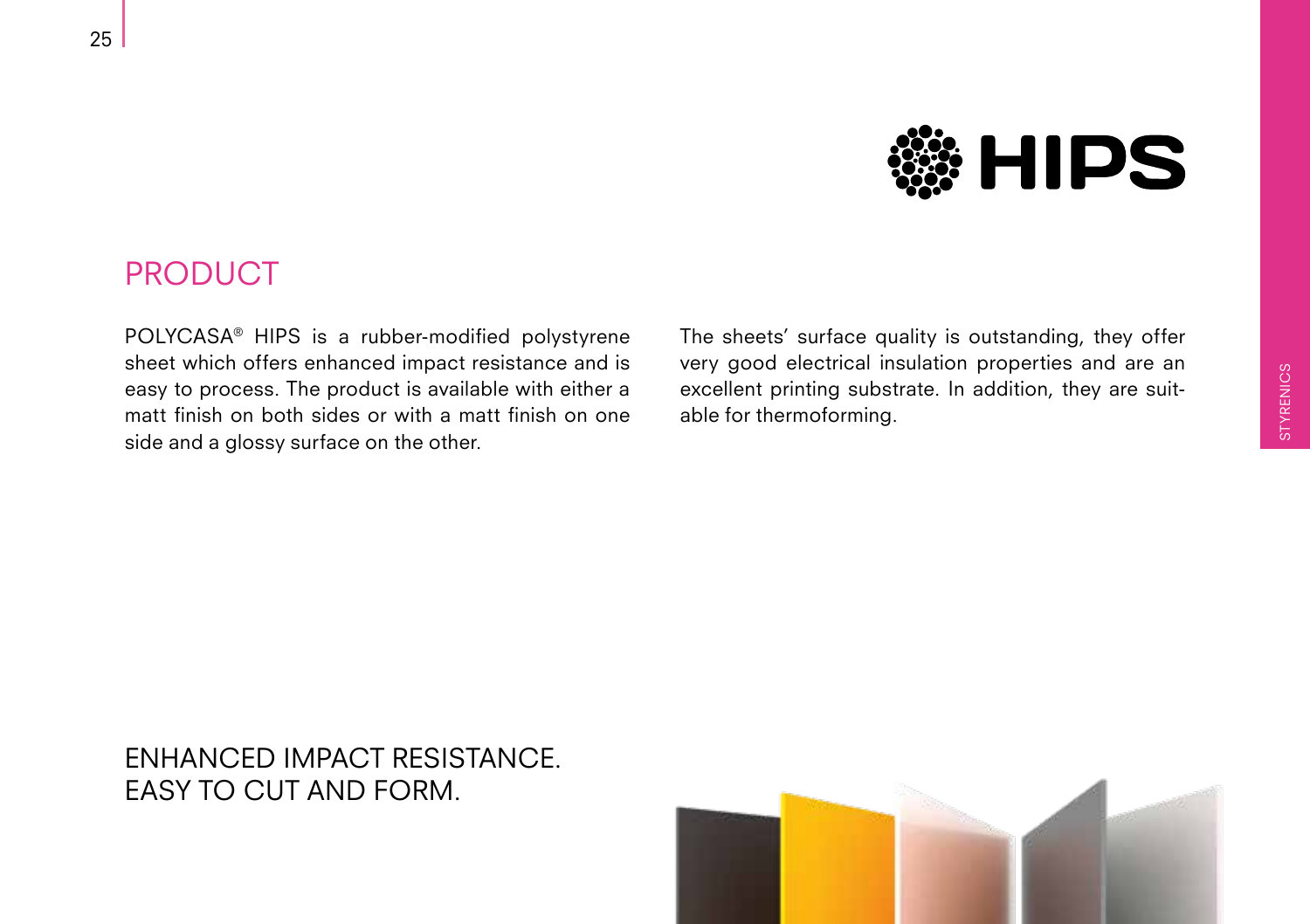# HIPS

## PRODUCT

POLYCASA® HIPS is a rubber-modified polystyrene sheet which offers enhanced impact resistance and is easy to process. The product is available with either a matt finish on both sides or with a matt finish on one side and a glossy surface on the other.

The sheets' surface quality is outstanding, they offer very good electrical insulation properties and are an excellent printing substrate. In addition, they are suitable for thermoforming.

ENHANCED IMPACT RESISTANCE.
EASY TO CUT AND FORM.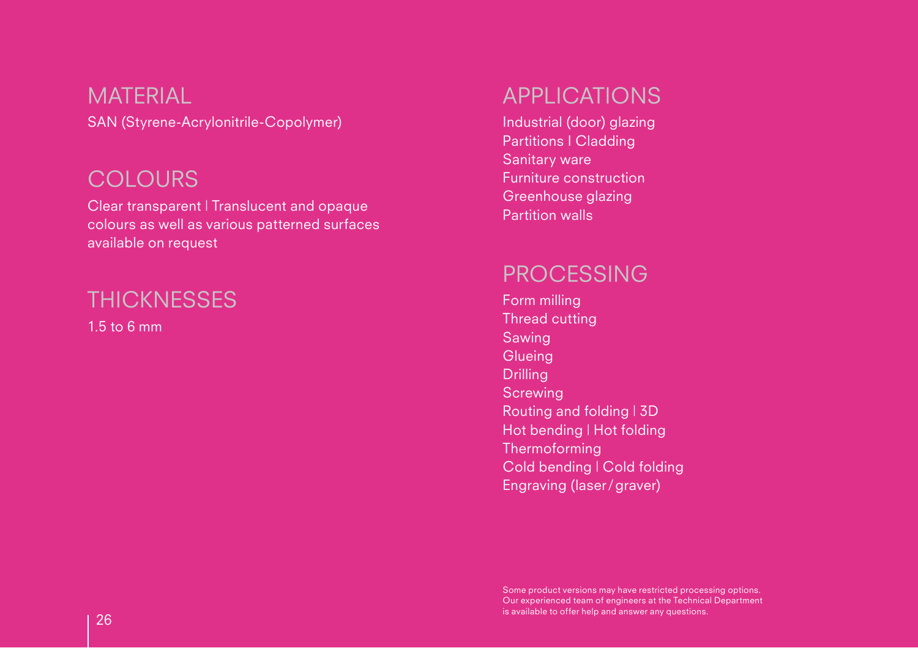## MATERIAL

SAN (Styrene-Acrylonitrile-Copolymer)

## COLOURS

Clear transparent | Translucent and opaque colours as well as various patterned surfaces available on request

## THICKNESSES

1.5 to 6 mm

## APPLICATIONS

Industrial (door) glazing
Partitions I Cladding
Sanitary ware
Furniture construction
Greenhouse glazing
Partition walls

## PROCESSING

Form milling
Thread cutting
Sawing
Glueing
Drilling
Screwing
Routing and folding | 3D
Hot bending | Hot folding
Thermoforming
Cold bending | Cold folding
Engraving (laser / graver)

Some product versions may have restricted processing options. Our experienced team of engineers at the Technical Department is available to offer help and answer any questions.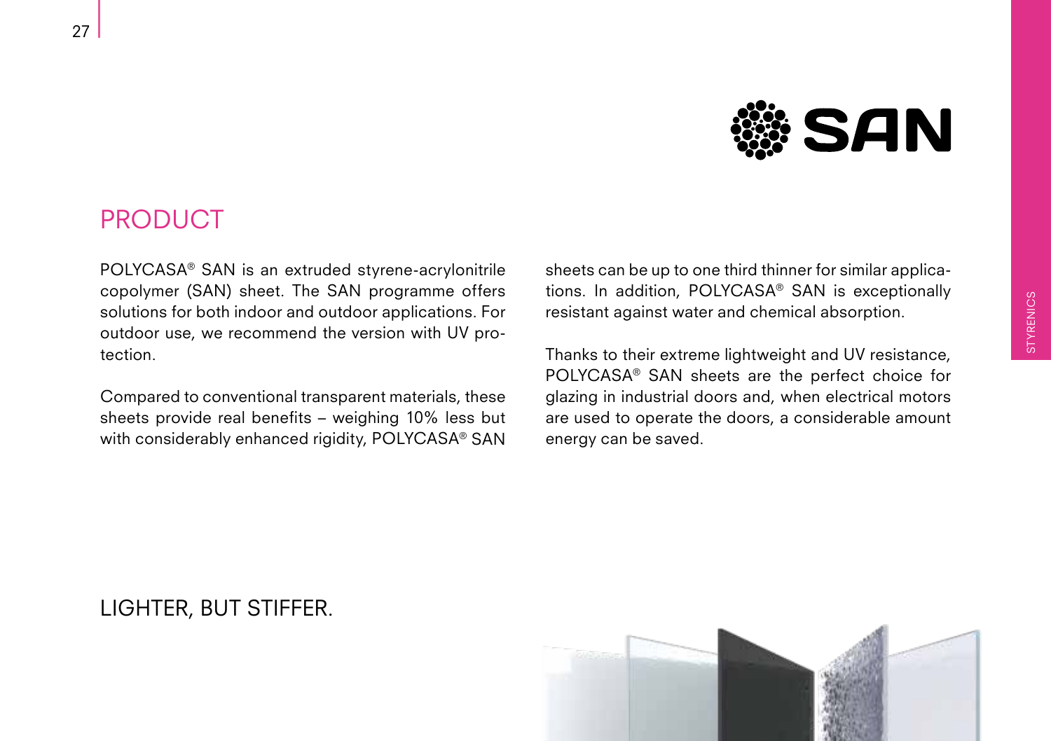# SAN

## PRODUCT

POLYCASA® SAN is an extruded styrene-acrylonitrile copolymer (SAN) sheet. The SAN programme offers solutions for both indoor and outdoor applications. For outdoor use, we recommend the version with UV protection.

Compared to conventional transparent materials, these sheets provide real benefits – weighing 10% less but with considerably enhanced rigidity, POLYCASA® SAN sheets can be up to one third thinner for similar applications. In addition, POLYCASA® SAN is exceptionally resistant against water and chemical absorption.

Thanks to their extreme lightweight and UV resistance, POLYCASA® SAN sheets are the perfect choice for glazing in industrial doors and, when electrical motors are used to operate the doors, a considerable amount energy can be saved.

## LIGHTER, BUT STIFFER.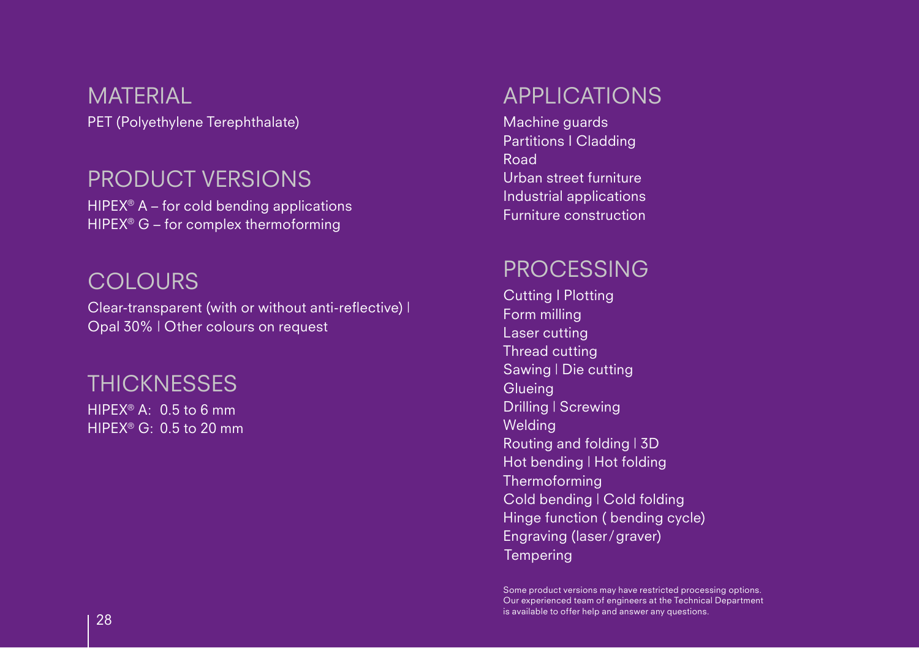## MATERIAL

PET (Polyethylene Terephthalate)

## PRODUCT VERSIONS

HIPEX® A – for cold bending applications
HIPEX® G – for complex thermoforming

## COLOURS

Clear-transparent (with or without anti-reflective) I
Opal 30% I Other colours on request

## THICKNESSES

HIPEX® A: 0.5 to 6 mm
HIPEX® G: 0.5 to 20 mm

## APPLICATIONS

Machine guards
Partitions I Cladding
Road
Urban street furniture
Industrial applications
Furniture construction

## PROCESSING

Cutting I Plotting
Form milling
Laser cutting
Thread cutting
Sawing I Die cutting
Glueing
Drilling I Screwing
Welding
Routing and folding I 3D
Hot bending I Hot folding
Thermoforming
Cold bending I Cold folding
Hinge function ( bending cycle)
Engraving (laser/graver)
Tempering

Some product versions may have restricted processing options. Our experienced team of engineers at the Technical Department is available to offer help and answer any questions.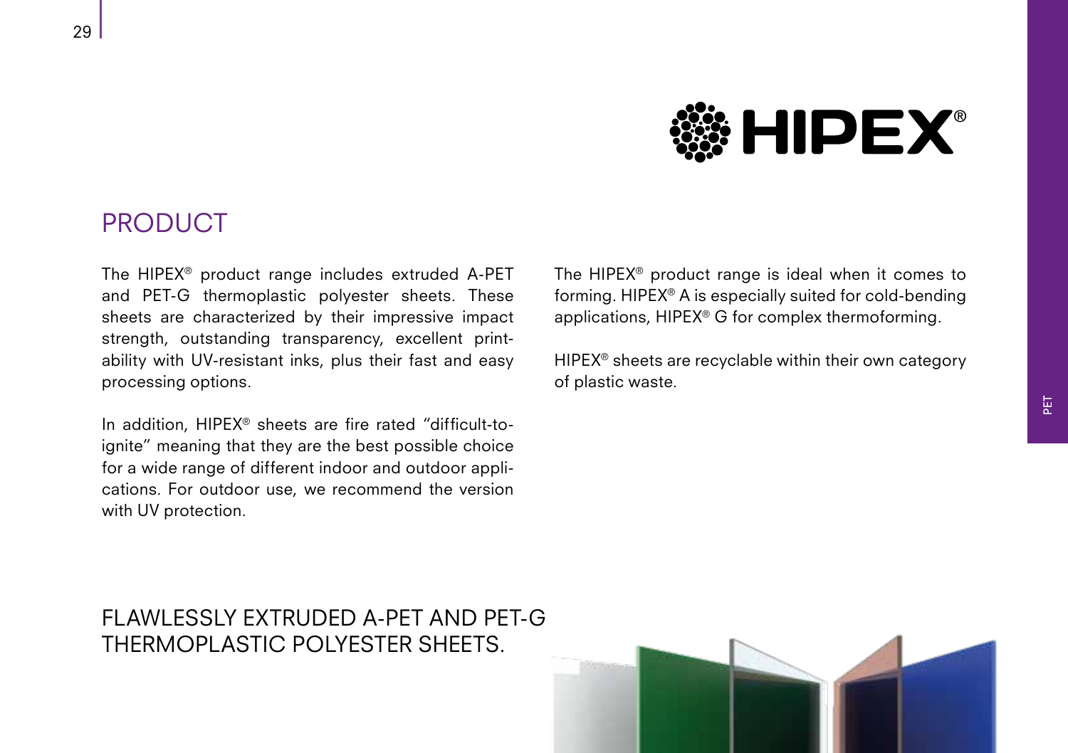# HIPEX®

## PRODUCT

The HIPEX® product range includes extruded A-PET and PET-G thermoplastic polyester sheets. These sheets are characterized by their impressive impact strength, outstanding transparency, excellent printability with UV-resistant inks, plus their fast and easy processing options.

In addition, HIPEX® sheets are fire rated "difficult-to-ignite" meaning that they are the best possible choice for a wide range of different indoor and outdoor applications. For outdoor use, we recommend the version with UV protection.

The HIPEX® product range is ideal when it comes to forming. HIPEX® A is especially suited for cold-bending applications, HIPEX® G for complex thermoforming.

HIPEX® sheets are recyclable within their own category of plastic waste.

## FLAWLESSLY EXTRUDED A-PET AND PET-G THERMOPLASTIC POLYESTER SHEETS.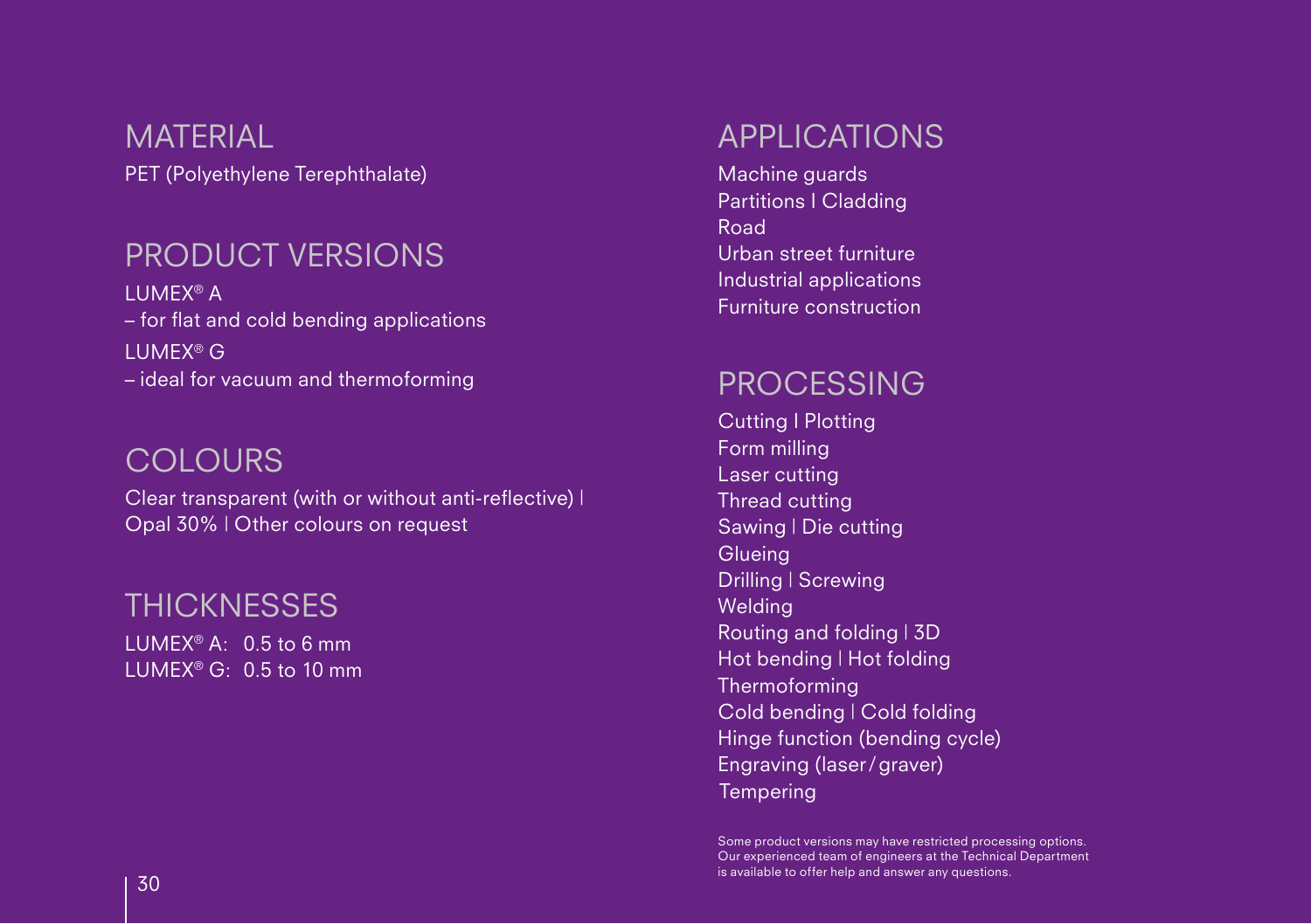## MATERIAL

PET (Polyethylene Terephthalate)

## PRODUCT VERSIONS

LUMEX® A
– for flat and cold bending applications

LUMEX® G
– ideal for vacuum and thermoforming

## COLOURS

Clear transparent (with or without anti-reflective) I Opal 30% I Other colours on request

## THICKNESSES

LUMEX® A: 0.5 to 6 mm
LUMEX® G: 0.5 to 10 mm

## APPLICATIONS

Machine guards
Partitions I Cladding
Road
Urban street furniture
Industrial applications
Furniture construction

## PROCESSING

Cutting I Plotting
Form milling
Laser cutting
Thread cutting
Sawing I Die cutting
Glueing
Drilling I Screwing
Welding
Routing and folding I 3D
Hot bending I Hot folding
Thermoforming
Cold bending I Cold folding
Hinge function (bending cycle)
Engraving (laser / graver)
Tempering

Some product versions may have restricted processing options. Our experienced team of engineers at the Technical Department is available to offer help and answer any questions.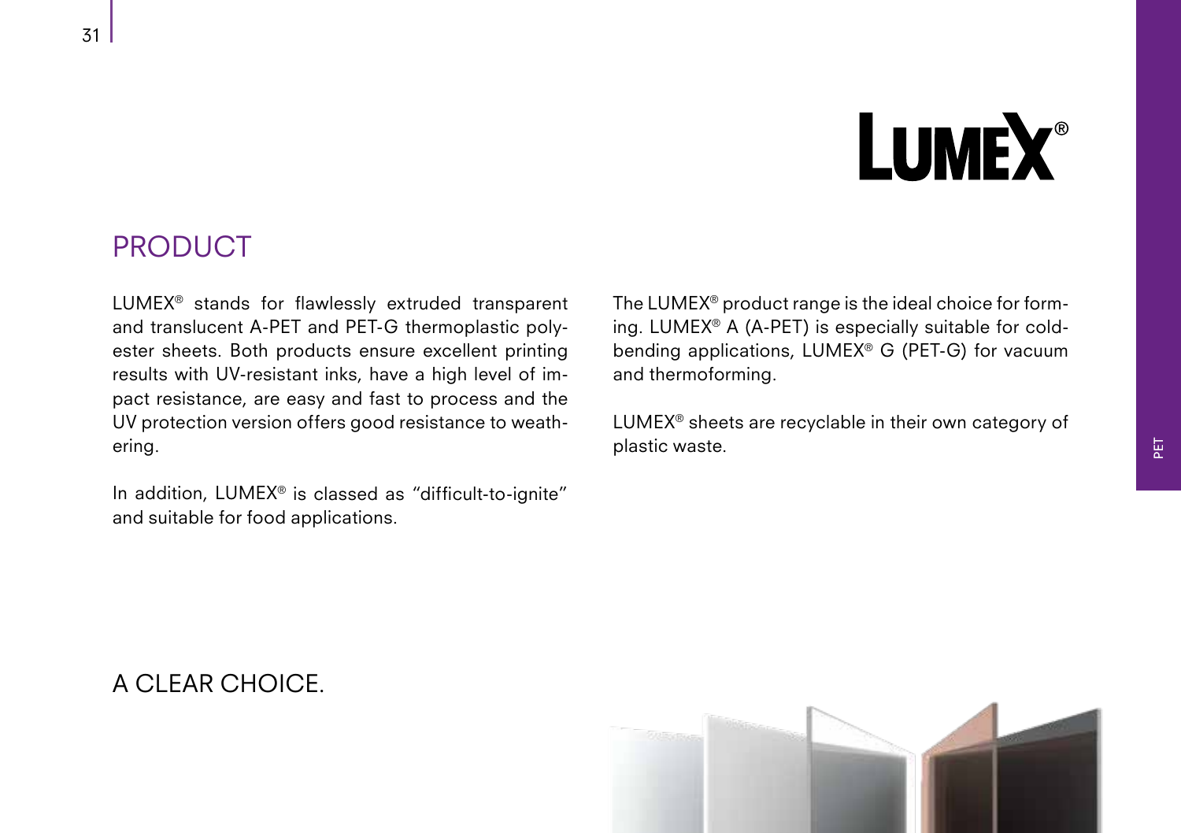# LUMEX®

## PRODUCT

LUMEX® stands for flawlessly extruded transparent and translucent A-PET and PET-G thermoplastic polyester sheets. Both products ensure excellent printing results with UV-resistant inks, have a high level of impact resistance, are easy and fast to process and the UV protection version offers good resistance to weathering.

In addition, LUMEX® is classed as "difficult-to-ignite" and suitable for food applications.

The LUMEX® product range is the ideal choice for forming. LUMEX® A (A-PET) is especially suitable for cold-bending applications, LUMEX® G (PET-G) for vacuum and thermoforming.

LUMEX® sheets are recyclable in their own category of plastic waste.

A CLEAR CHOICE.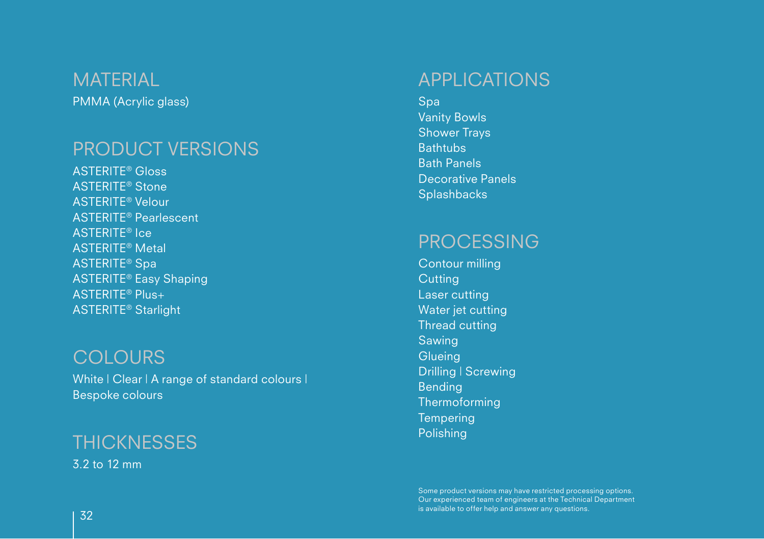## MATERIAL

PMMA (Acrylic glass)

## PRODUCT VERSIONS

ASTERITE® Gloss
ASTERITE® Stone
ASTERITE® Velour
ASTERITE® Pearlescent
ASTERITE® Ice
ASTERITE® Metal
ASTERITE® Spa
ASTERITE® Easy Shaping
ASTERITE® Plus+
ASTERITE® Starlight

## COLOURS

White | Clear | A range of standard colours | Bespoke colours

## THICKNESSES

3.2 to 12 mm

## APPLICATIONS

Spa
Vanity Bowls
Shower Trays
Bathtubs
Bath Panels
Decorative Panels
Splashbacks

## PROCESSING

Contour milling
Cutting
Laser cutting
Water jet cutting
Thread cutting
Sawing
Glueing
Drilling | Screwing
Bending
Thermoforming
Tempering
Polishing

Some product versions may have restricted processing options. Our experienced team of engineers at the Technical Department is available to offer help and answer any questions.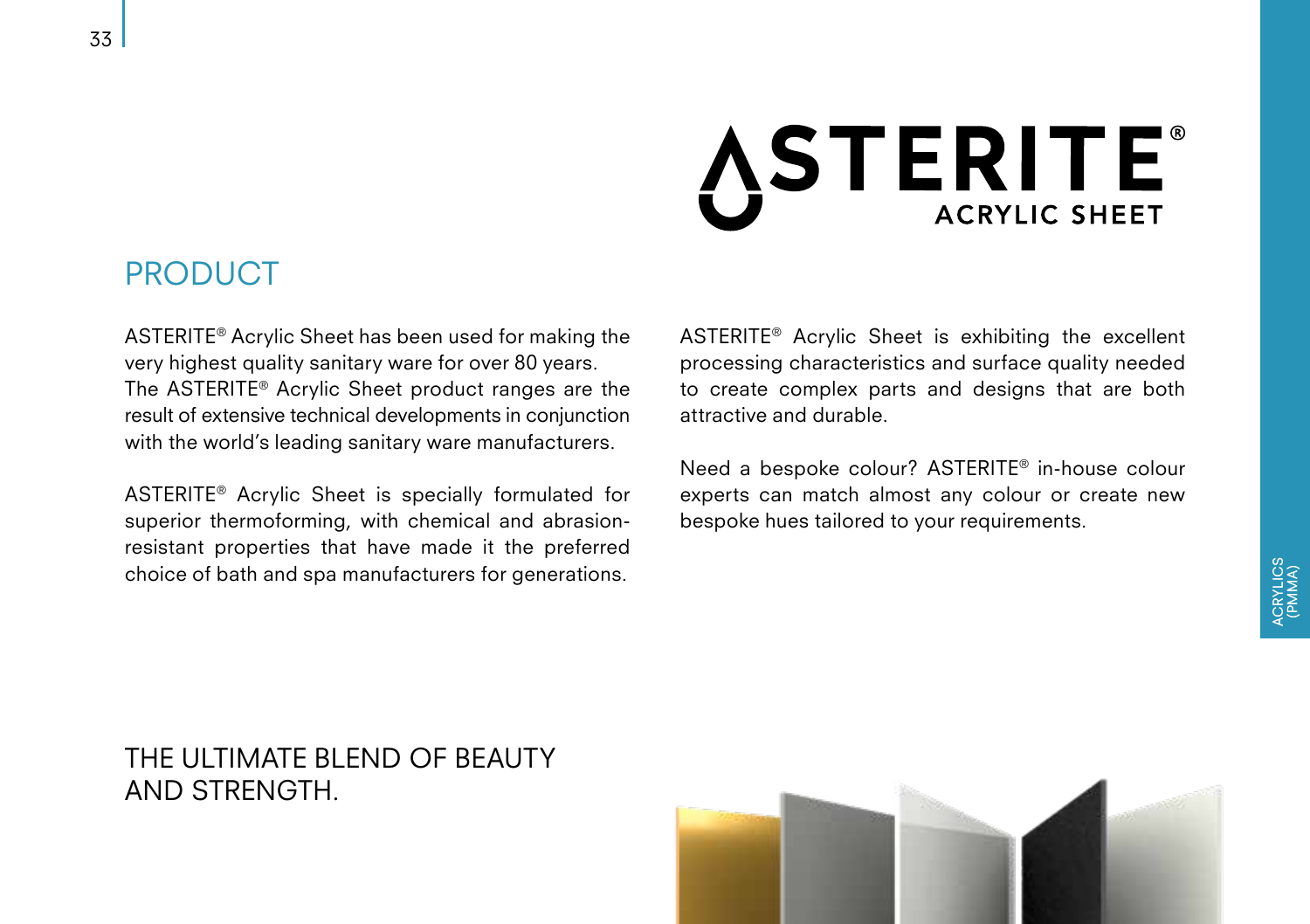# ASTERITE® ACRYLIC SHEET

## PRODUCT

ASTERITE® Acrylic Sheet has been used for making the very highest quality sanitary ware for over 80 years. The ASTERITE® Acrylic Sheet product ranges are the result of extensive technical developments in conjunction with the world's leading sanitary ware manufacturers.

ASTERITE® Acrylic Sheet is specially formulated for superior thermoforming, with chemical and abrasion-resistant properties that have made it the preferred choice of bath and spa manufacturers for generations.

ASTERITE® Acrylic Sheet is exhibiting the excellent processing characteristics and surface quality needed to create complex parts and designs that are both attractive and durable.

Need a bespoke colour? ASTERITE® in-house colour experts can match almost any colour or create new bespoke hues tailored to your requirements.

## THE ULTIMATE BLEND OF BEAUTY AND STRENGTH.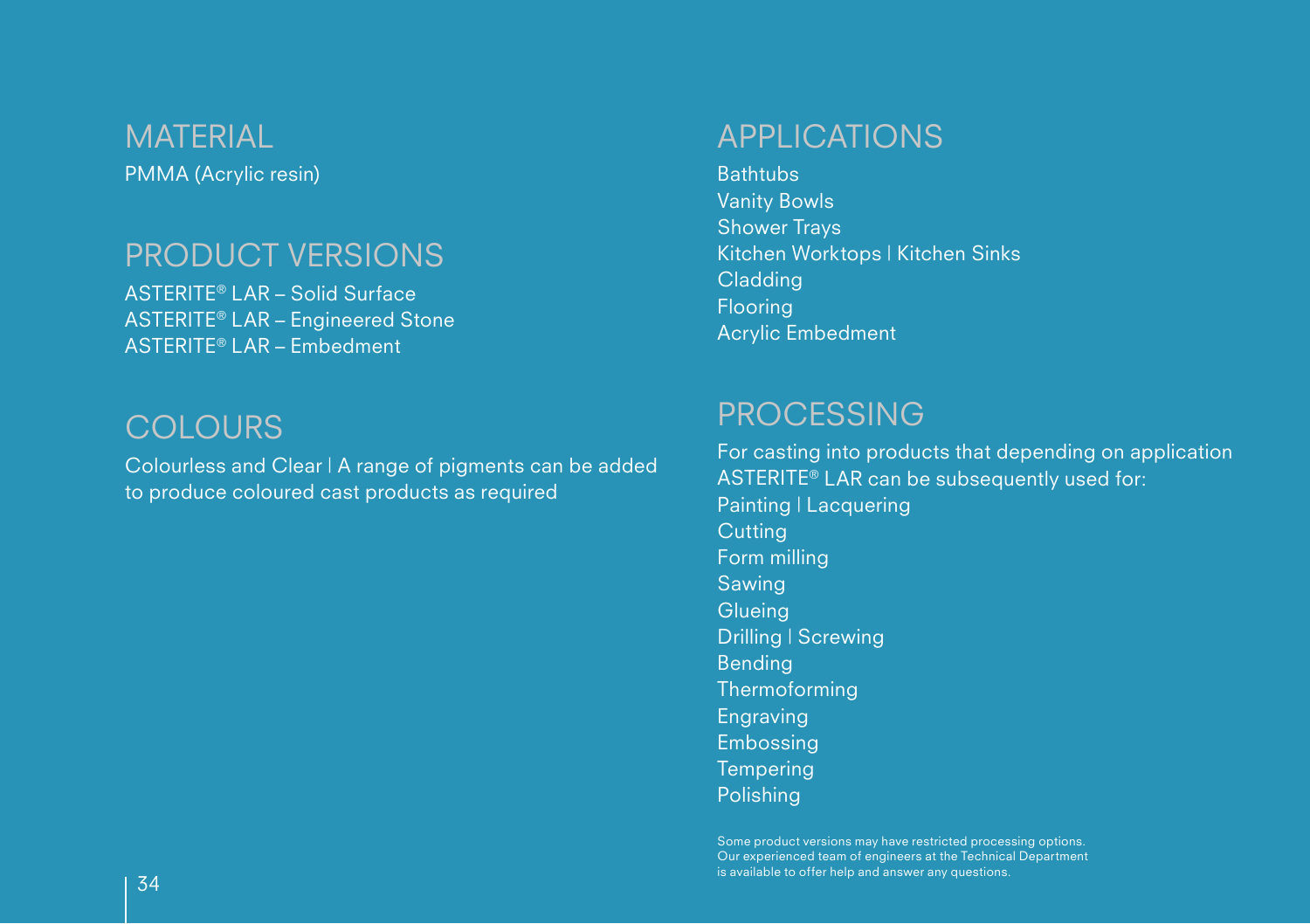## MATERIAL

PMMA (Acrylic resin)

## PRODUCT VERSIONS

ASTERITE® LAR – Solid Surface
ASTERITE® LAR – Engineered Stone
ASTERITE® LAR – Embedment

## COLOURS

Colourless and Clear | A range of pigments can be added to produce coloured cast products as required

## APPLICATIONS

Bathtubs
Vanity Bowls
Shower Trays
Kitchen Worktops | Kitchen Sinks
Cladding
Flooring
Acrylic Embedment

## PROCESSING

For casting into products that depending on application ASTERITE® LAR can be subsequently used for:

Painting | Lacquering
Cutting
Form milling
Sawing
Glueing
Drilling | Screwing
Bending
Thermoforming
Engraving
Embossing
Tempering
Polishing

Some product versions may have restricted processing options. Our experienced team of engineers at the Technical Department is available to offer help and answer any questions.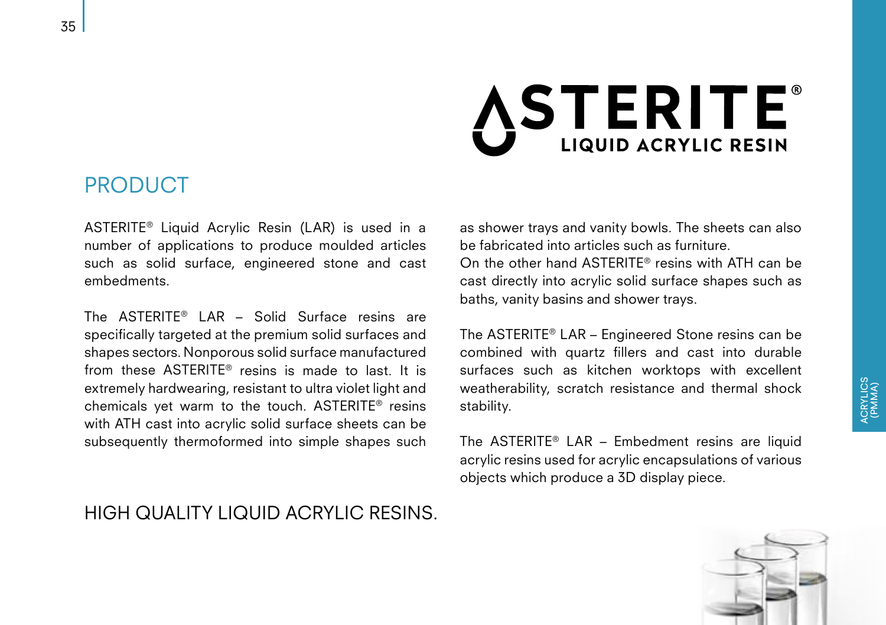# ASTERITE®

LIQUID ACRYLIC RESIN

## PRODUCT

ASTERITE® Liquid Acrylic Resin (LAR) is used in a number of applications to produce moulded articles such as solid surface, engineered stone and cast embedments.

The ASTERITE® LAR – Solid Surface resins are specifically targeted at the premium solid surfaces and shapes sectors. Nonporous solid surface manufactured from these ASTERITE® resins is made to last. It is extremely hardwearing, resistant to ultra violet light and chemicals yet warm to the touch. ASTERITE® resins with ATH cast into acrylic solid surface sheets can be subsequently thermoformed into simple shapes such as shower trays and vanity bowls. The sheets can also be fabricated into articles such as furniture.
On the other hand ASTERITE® resins with ATH can be cast directly into acrylic solid surface shapes such as baths, vanity basins and shower trays.

The ASTERITE® LAR – Engineered Stone resins can be combined with quartz fillers and cast into durable surfaces such as kitchen worktops with excellent weatherability, scratch resistance and thermal shock stability.

The ASTERITE® LAR – Embedment resins are liquid acrylic resins used for acrylic encapsulations of various objects which produce a 3D display piece.

HIGH QUALITY LIQUID ACRYLIC RESINS.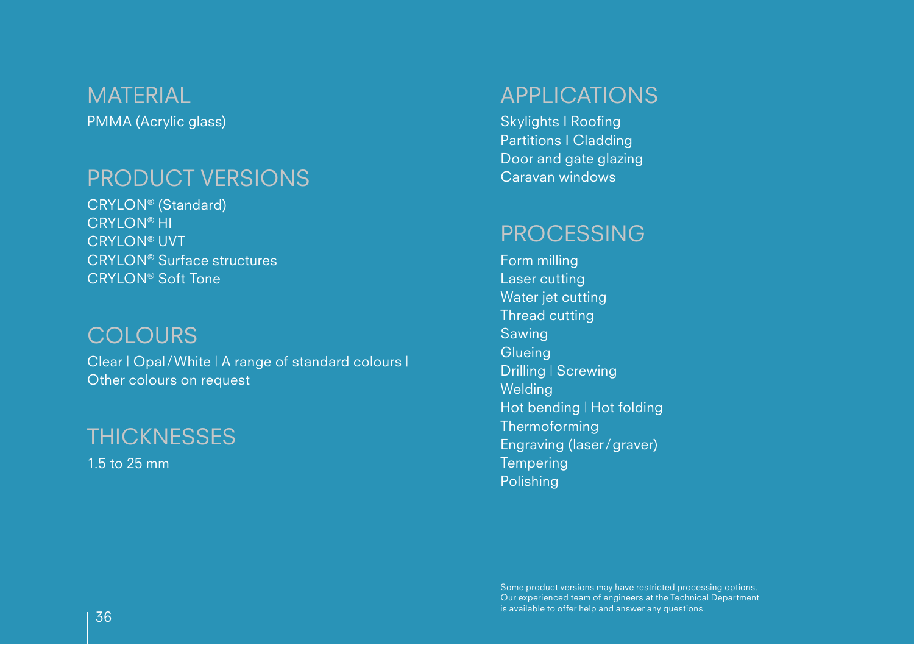## MATERIAL

PMMA (Acrylic glass)

## PRODUCT VERSIONS

CRYLON® (Standard)
CRYLON® HI
CRYLON® UVT
CRYLON® Surface structures
CRYLON® Soft Tone

## COLOURS

Clear | Opal / White | A range of standard colours | Other colours on request

## THICKNESSES

1.5 to 25 mm

## APPLICATIONS

Skylights | Roofing
Partitions | Cladding
Door and gate glazing
Caravan windows

## PROCESSING

Form milling
Laser cutting
Water jet cutting
Thread cutting
Sawing
Glueing
Drilling | Screwing
Welding
Hot bending | Hot folding
Thermoforming
Engraving (laser / graver)
Tempering
Polishing

Some product versions may have restricted processing options. Our experienced team of engineers at the Technical Department is available to offer help and answer any questions.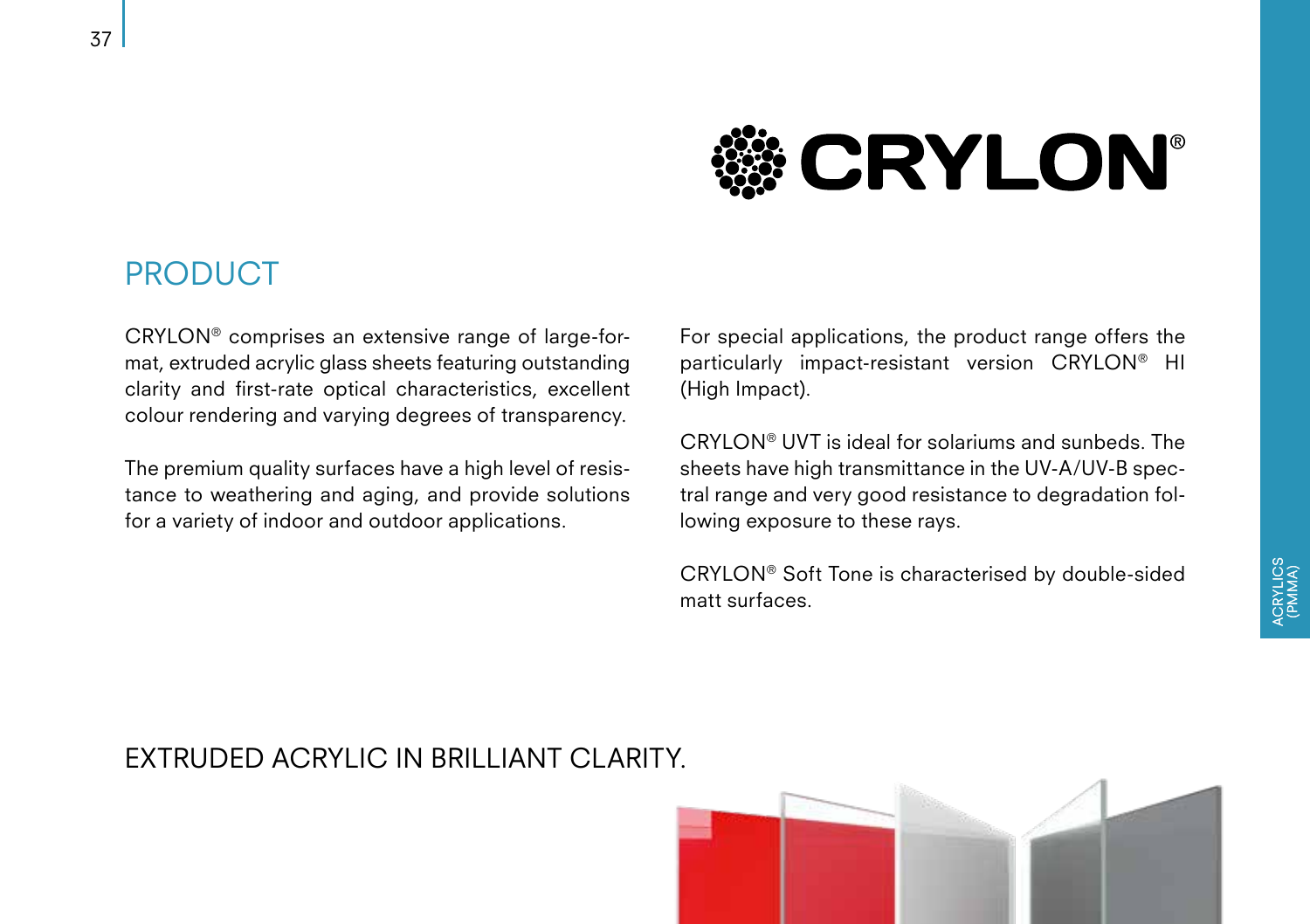CRYLON®

## PRODUCT

CRYLON® comprises an extensive range of large-format, extruded acrylic glass sheets featuring outstanding clarity and first-rate optical characteristics, excellent colour rendering and varying degrees of transparency.

The premium quality surfaces have a high level of resistance to weathering and aging, and provide solutions for a variety of indoor and outdoor applications.

For special applications, the product range offers the particularly impact-resistant version CRYLON® HI (High Impact).

CRYLON® UVT is ideal for solariums and sunbeds. The sheets have high transmittance in the UV-A/UV-B spectral range and very good resistance to degradation following exposure to these rays.

CRYLON® Soft Tone is characterised by double-sided matt surfaces.

## EXTRUDED ACRYLIC IN BRILLIANT CLARITY.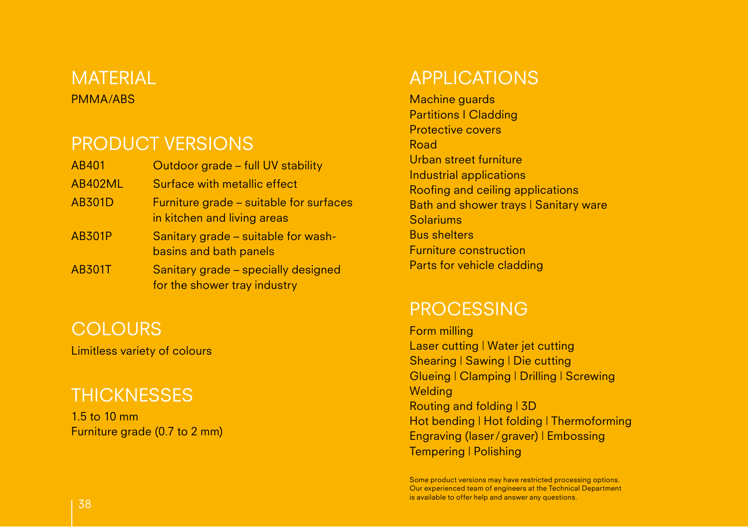## MATERIAL

PMMA/ABS

## PRODUCT VERSIONS

| | |
|---|---|
| AB401 | Outdoor grade – full UV stability |
| AB402ML | Surface with metallic effect |
| AB301D | Furniture grade – suitable for surfaces in kitchen and living areas |
| AB301P | Sanitary grade – suitable for wash-basins and bath panels |
| AB301T | Sanitary grade – specially designed for the shower tray industry |

## COLOURS

Limitless variety of colours

## THICKNESSES

1.5 to 10 mm
Furniture grade (0.7 to 2 mm)

## APPLICATIONS

Machine guards
Partitions I Cladding
Protective covers
Road
Urban street furniture
Industrial applications
Roofing and ceiling applications
Bath and shower trays | Sanitary ware
Solariums
Bus shelters
Furniture construction
Parts for vehicle cladding

## PROCESSING

Form milling
Laser cutting | Water jet cutting
Shearing | Sawing | Die cutting
Glueing | Clamping | Drilling | Screwing
Welding
Routing and folding | 3D
Hot bending | Hot folding | Thermoforming
Engraving (laser / graver) | Embossing
Tempering | Polishing

Some product versions may have restricted processing options. Our experienced team of engineers at the Technical Department is available to offer help and answer any questions.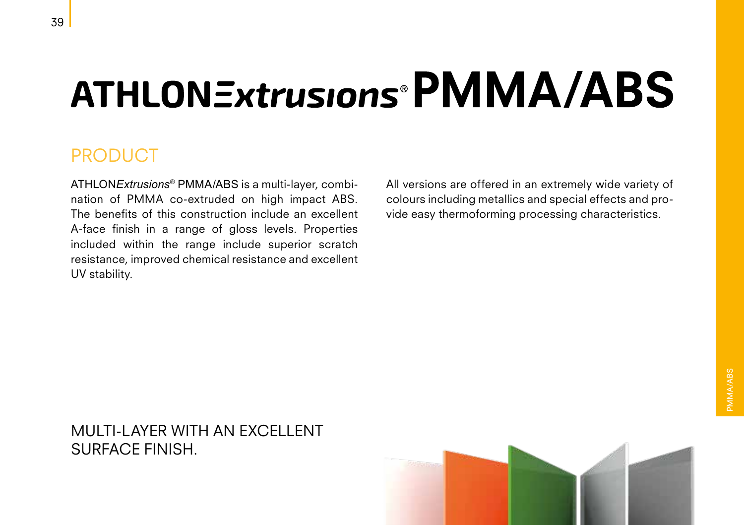# ATHLONExtrusions® PMMA/ABS

## PRODUCT

ATHLON*Extrusions*® PMMA/ABS is a multi-layer, combination of PMMA co-extruded on high impact ABS. The benefits of this construction include an excellent A-face finish in a range of gloss levels. Properties included within the range include superior scratch resistance, improved chemical resistance and excellent UV stability.

All versions are offered in an extremely wide variety of colours including metallics and special effects and provide easy thermoforming processing characteristics.

MULTI-LAYER WITH AN EXCELLENT SURFACE FINISH.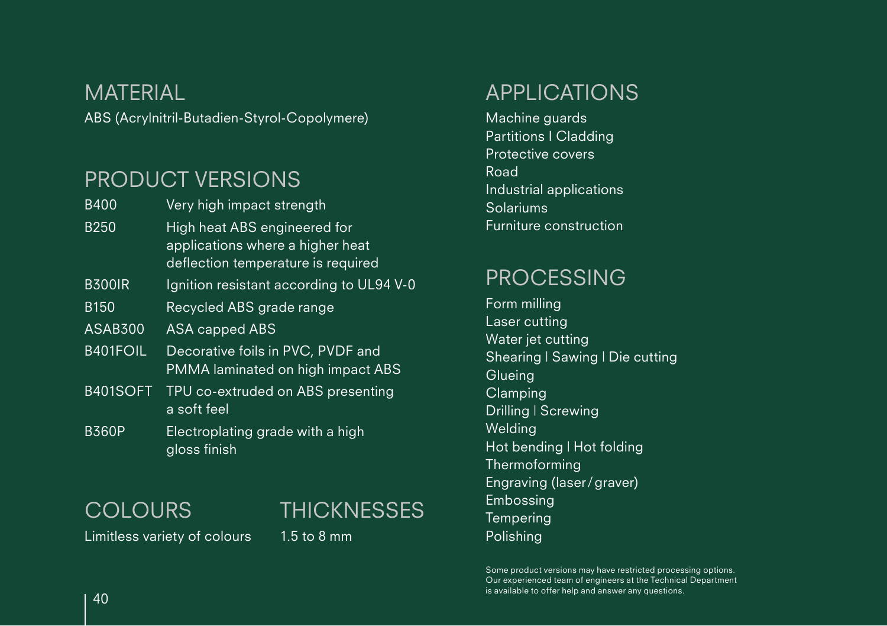## MATERIAL

ABS (Acrylnitril-Butadien-Styrol-Copolymere)

## PRODUCT VERSIONS

| | |
|---|---|
| B400 | Very high impact strength |
| B250 | High heat ABS engineered for applications where a higher heat deflection temperature is required |
| B300IR | Ignition resistant according to UL94 V-0 |
| B150 | Recycled ABS grade range |
| ASAB300 | ASA capped ABS |
| B401FOIL | Decorative foils in PVC, PVDF and PMMA laminated on high impact ABS |
| B401SOFT | TPU co-extruded on ABS presenting a soft feel |
| B360P | Electroplating grade with a high gloss finish |

## COLOURS

Limitless variety of colours

## THICKNESSES

1.5 to 8 mm

## APPLICATIONS

Machine guards
Partitions I Cladding
Protective covers
Road
Industrial applications
Solariums
Furniture construction

## PROCESSING

Form milling
Laser cutting
Water jet cutting
Shearing | Sawing | Die cutting
Glueing
Clamping
Drilling | Screwing
Welding
Hot bending | Hot folding
Thermoforming
Engraving (laser/graver)
Embossing
Tempering
Polishing

Some product versions may have restricted processing options. Our experienced team of engineers at the Technical Department is available to offer help and answer any questions.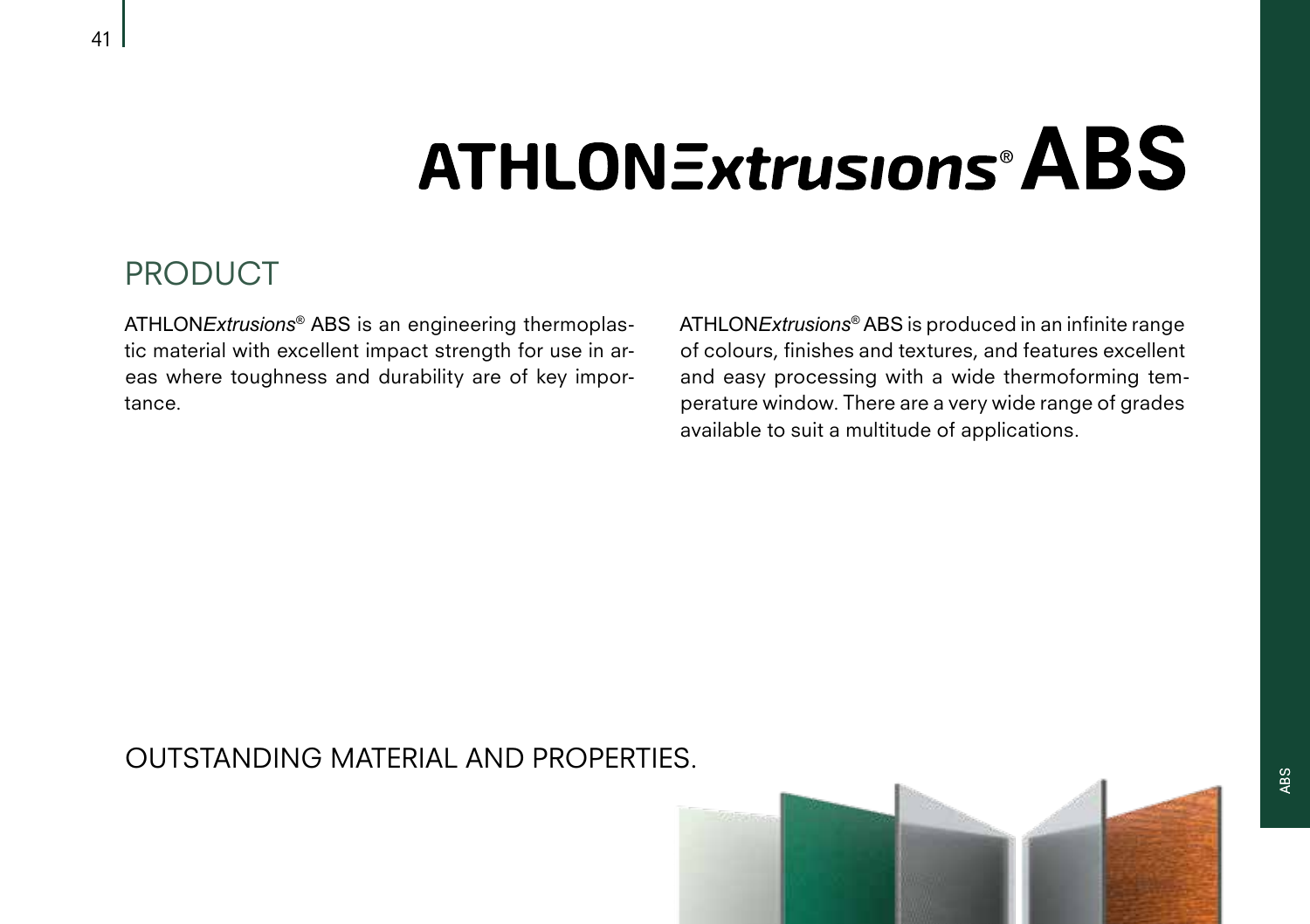# ATHLON*Extrusions*® ABS

## PRODUCT

ATHLON*Extrusions*® ABS is an engineering thermoplastic material with excellent impact strength for use in areas where toughness and durability are of key importance.

ATHLON*Extrusions*® ABS is produced in an infinite range of colours, finishes and textures, and features excellent and easy processing with a wide thermoforming temperature window. There are a very wide range of grades available to suit a multitude of applications.

## OUTSTANDING MATERIAL AND PROPERTIES.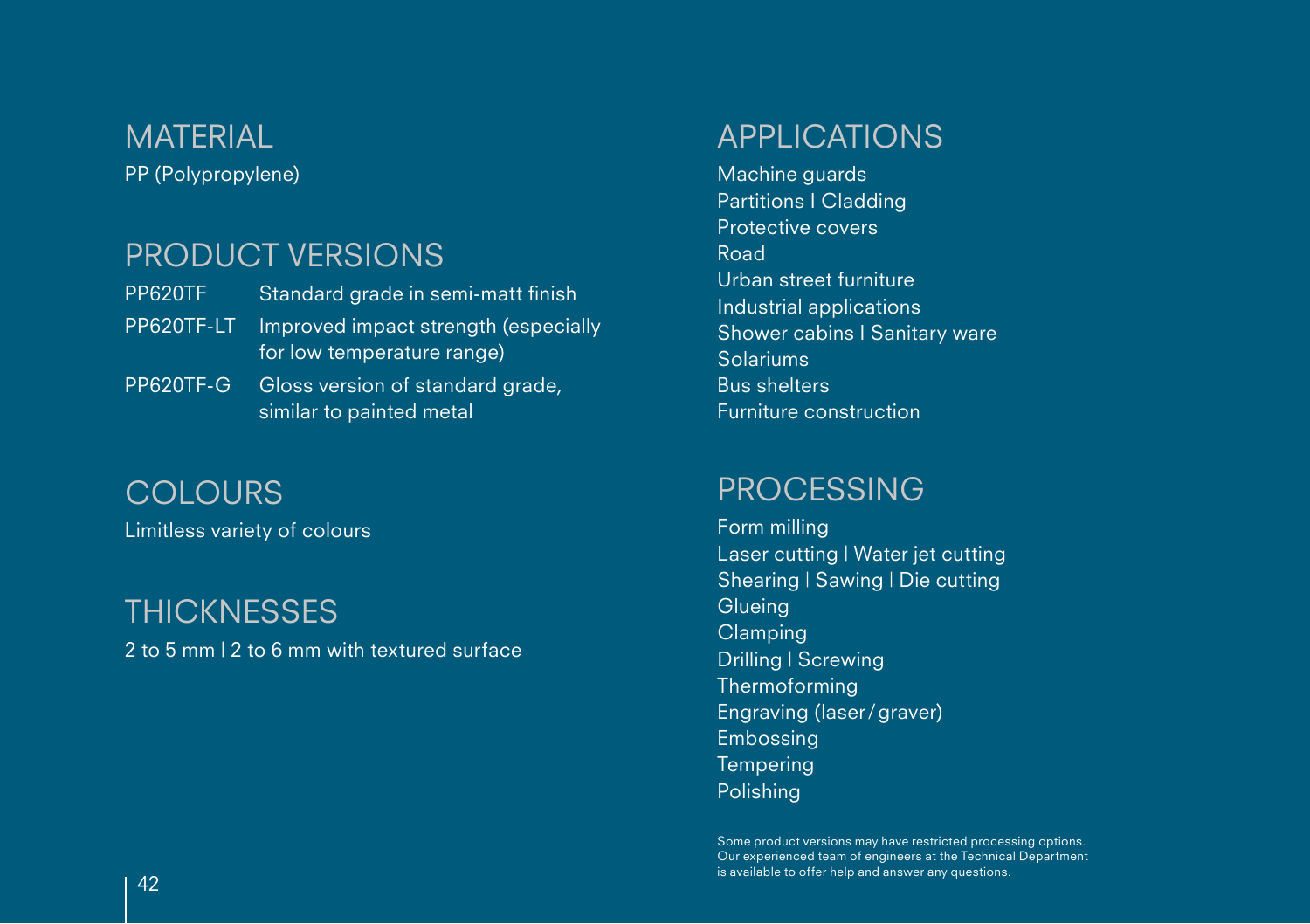## MATERIAL

PP (Polypropylene)

## PRODUCT VERSIONS

| | |
|---|---|
| PP620TF | Standard grade in semi-matt finish |
| PP620TF-LT | Improved impact strength (especially for low temperature range) |
| PP620TF-G | Gloss version of standard grade, similar to painted metal |

## COLOURS

Limitless variety of colours

## THICKNESSES

2 to 5 mm | 2 to 6 mm with textured surface

## APPLICATIONS

Machine guards
Partitions | Cladding
Protective covers
Road
Urban street furniture
Industrial applications
Shower cabins | Sanitary ware
Solariums
Bus shelters
Furniture construction

## PROCESSING

Form milling
Laser cutting | Water jet cutting
Shearing | Sawing | Die cutting
Glueing
Clamping
Drilling | Screwing
Thermoforming
Engraving (laser/graver)
Embossing
Tempering
Polishing

Some product versions may have restricted processing options. Our experienced team of engineers at the Technical Department is available to offer help and answer any questions.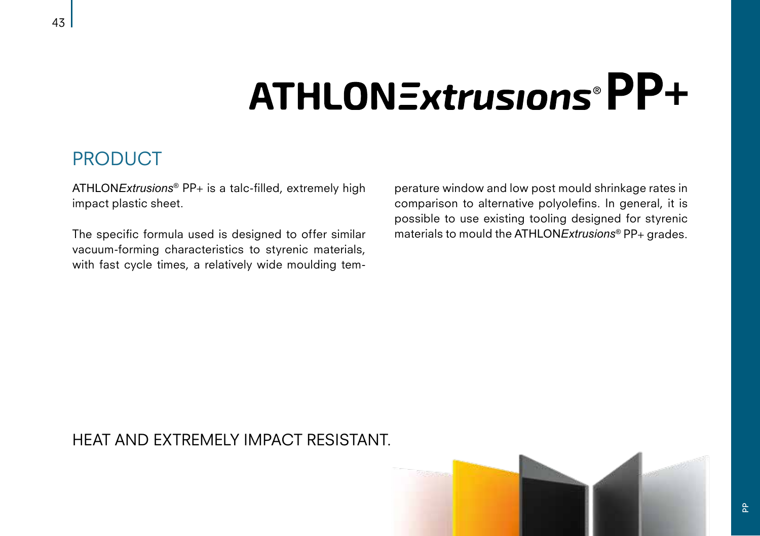# ATHLON*Extrusions*® PP+

## PRODUCT

ATHLON*Extrusions*® PP+ is a talc-filled, extremely high impact plastic sheet.

The specific formula used is designed to offer similar vacuum-forming characteristics to styrenic materials, with fast cycle times, a relatively wide moulding temperature window and low post mould shrinkage rates in comparison to alternative polyolefins. In general, it is possible to use existing tooling designed for styrenic materials to mould the ATHLON*Extrusions*® PP+ grades.

HEAT AND EXTREMELY IMPACT RESISTANT.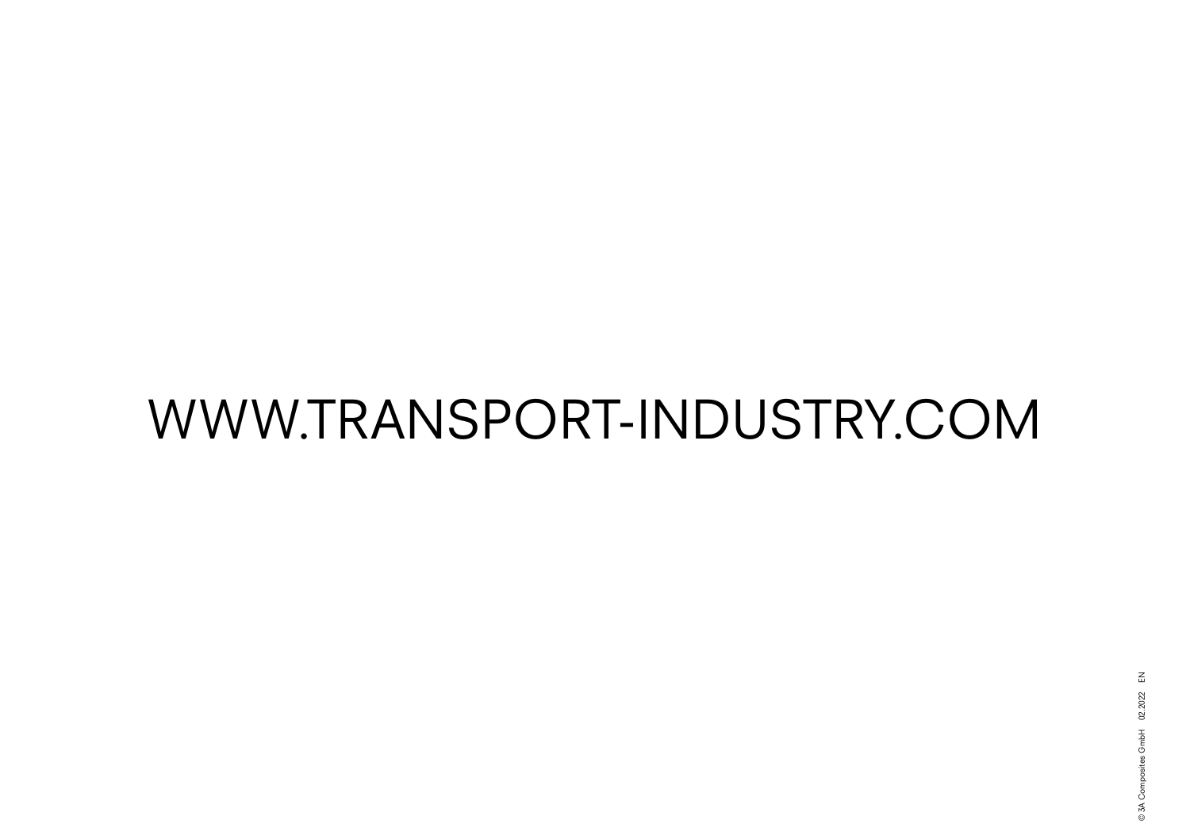WWW.TRANSPORT-INDUSTRY.COM

© 3A Composites GmbH 02.2022 EN